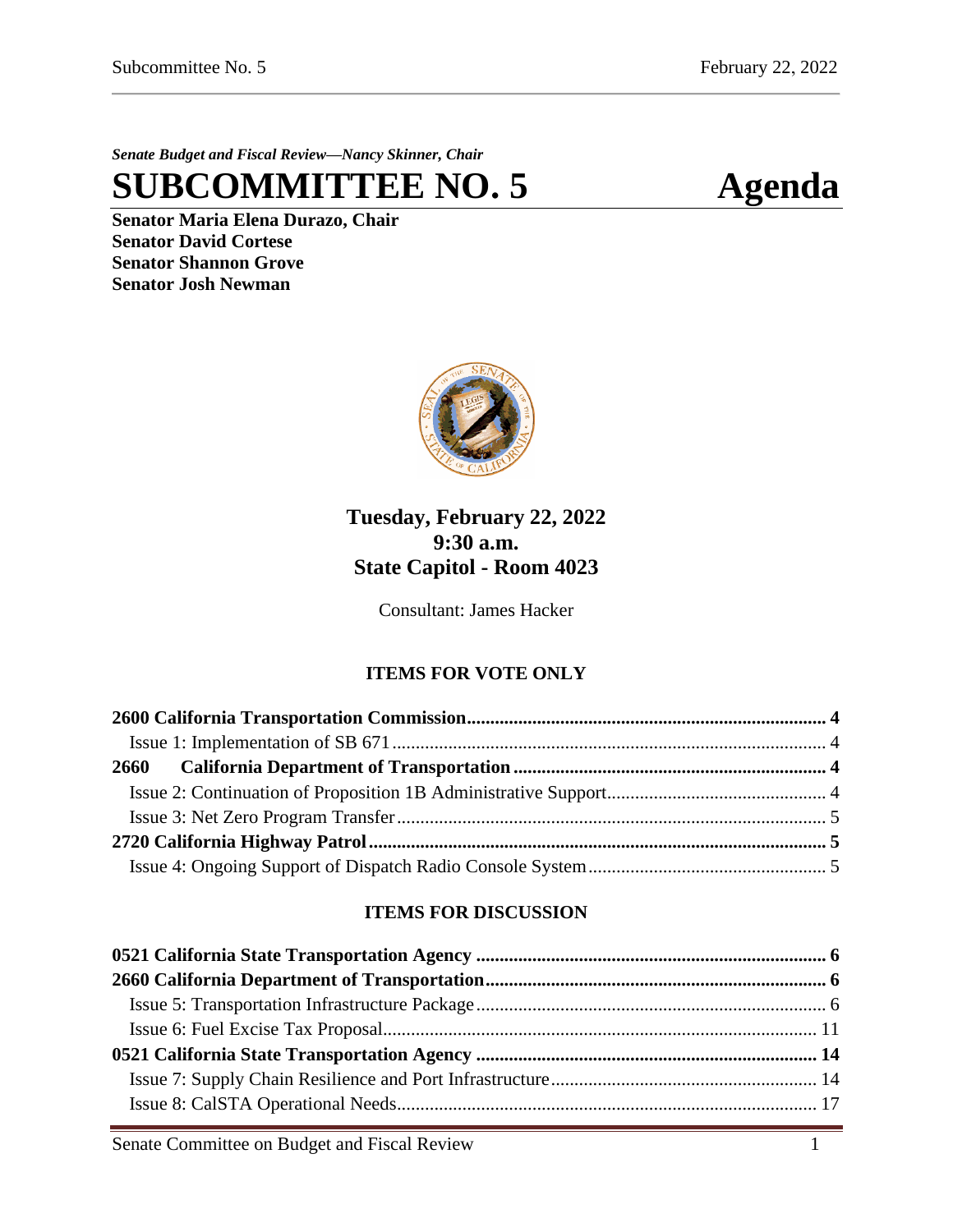*Senate Budget and Fiscal Review—Nancy Skinner, Chair*

# SUBCOMMITTEE NO. 5 Agenda

**Senator Maria Elena Durazo, Chair**
**Senator David Cortese**
**Senator Shannon Grove**
**Senator Josh Newman**

**Tuesday, February 22, 2022**
**9:30 a.m.**
**State Capitol - Room 4023**

Consultant: James Hacker

## ITEMS FOR VOTE ONLY

**2600 California Transportation Commission ..... 4**
- Issue 1: Implementation of SB 671 ..... 4

**2660 California Department of Transportation ..... 4**
- Issue 2: Continuation of Proposition 1B Administrative Support ..... 4
- Issue 3: Net Zero Program Transfer ..... 5

**2720 California Highway Patrol ..... 5**
- Issue 4: Ongoing Support of Dispatch Radio Console System ..... 5

## ITEMS FOR DISCUSSION

**0521 California State Transportation Agency ..... 6**

**2660 California Department of Transportation ..... 6**
- Issue 5: Transportation Infrastructure Package ..... 6
- Issue 6: Fuel Excise Tax Proposal ..... 11

**0521 California State Transportation Agency ..... 14**
- Issue 7: Supply Chain Resilience and Port Infrastructure ..... 14
- Issue 8: CalSTA Operational Needs ..... 17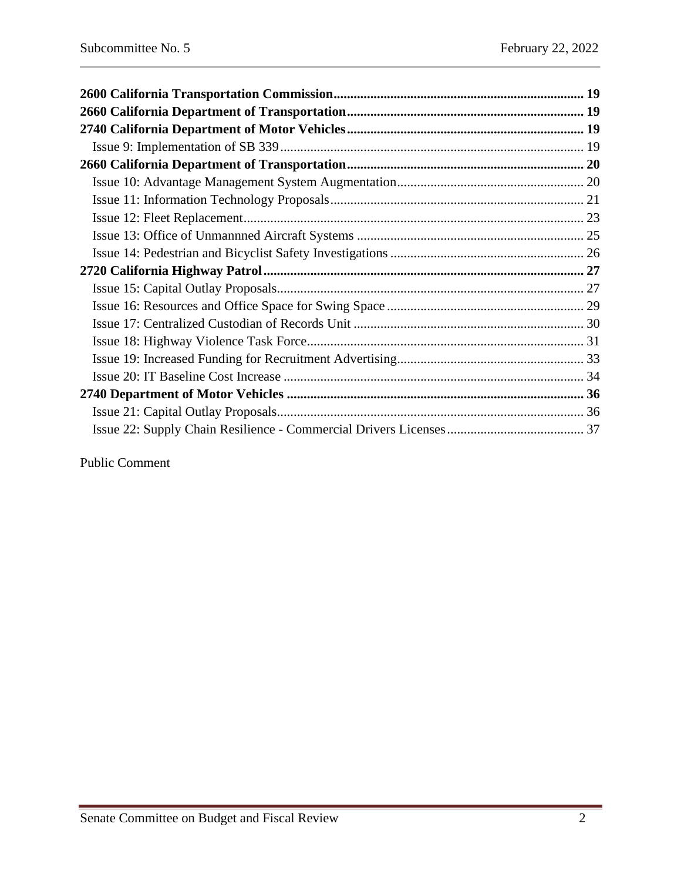**2600 California Transportation Commission** .......... 19
**2660 California Department of Transportation** .......... 19
**2740 California Department of Motor Vehicles** .......... 19
Issue 9: Implementation of SB 339 .......... 19
**2660 California Department of Transportation** .......... 20
Issue 10: Advantage Management System Augmentation .......... 20
Issue 11: Information Technology Proposals .......... 21
Issue 12: Fleet Replacement .......... 23
Issue 13: Office of Unmannned Aircraft Systems .......... 25
Issue 14: Pedestrian and Bicyclist Safety Investigations .......... 26
**2720 California Highway Patrol** .......... 27
Issue 15: Capital Outlay Proposals .......... 27
Issue 16: Resources and Office Space for Swing Space .......... 29
Issue 17: Centralized Custodian of Records Unit .......... 30
Issue 18: Highway Violence Task Force .......... 31
Issue 19: Increased Funding for Recruitment Advertising .......... 33
Issue 20: IT Baseline Cost Increase .......... 34
**2740 Department of Motor Vehicles** .......... 36
Issue 21: Capital Outlay Proposals .......... 36
Issue 22: Supply Chain Resilience - Commercial Drivers Licenses .......... 37

Public Comment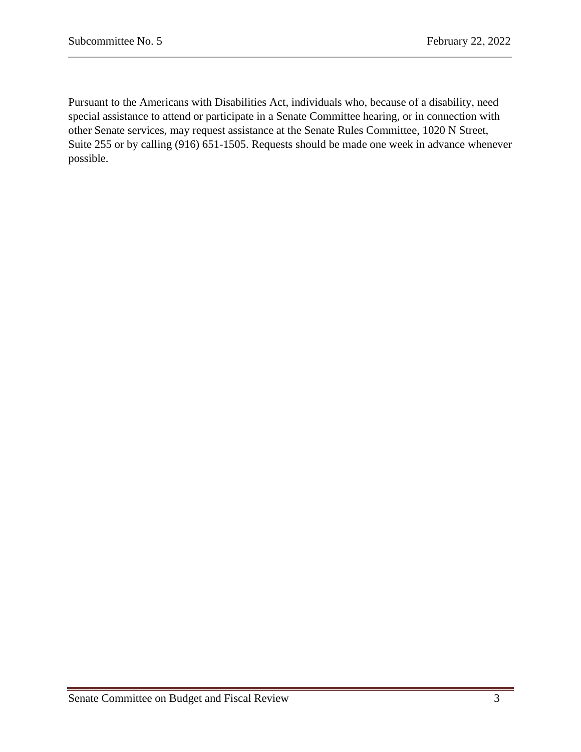Pursuant to the Americans with Disabilities Act, individuals who, because of a disability, need special assistance to attend or participate in a Senate Committee hearing, or in connection with other Senate services, may request assistance at the Senate Rules Committee, 1020 N Street, Suite 255 or by calling (916) 651-1505. Requests should be made one week in advance whenever possible.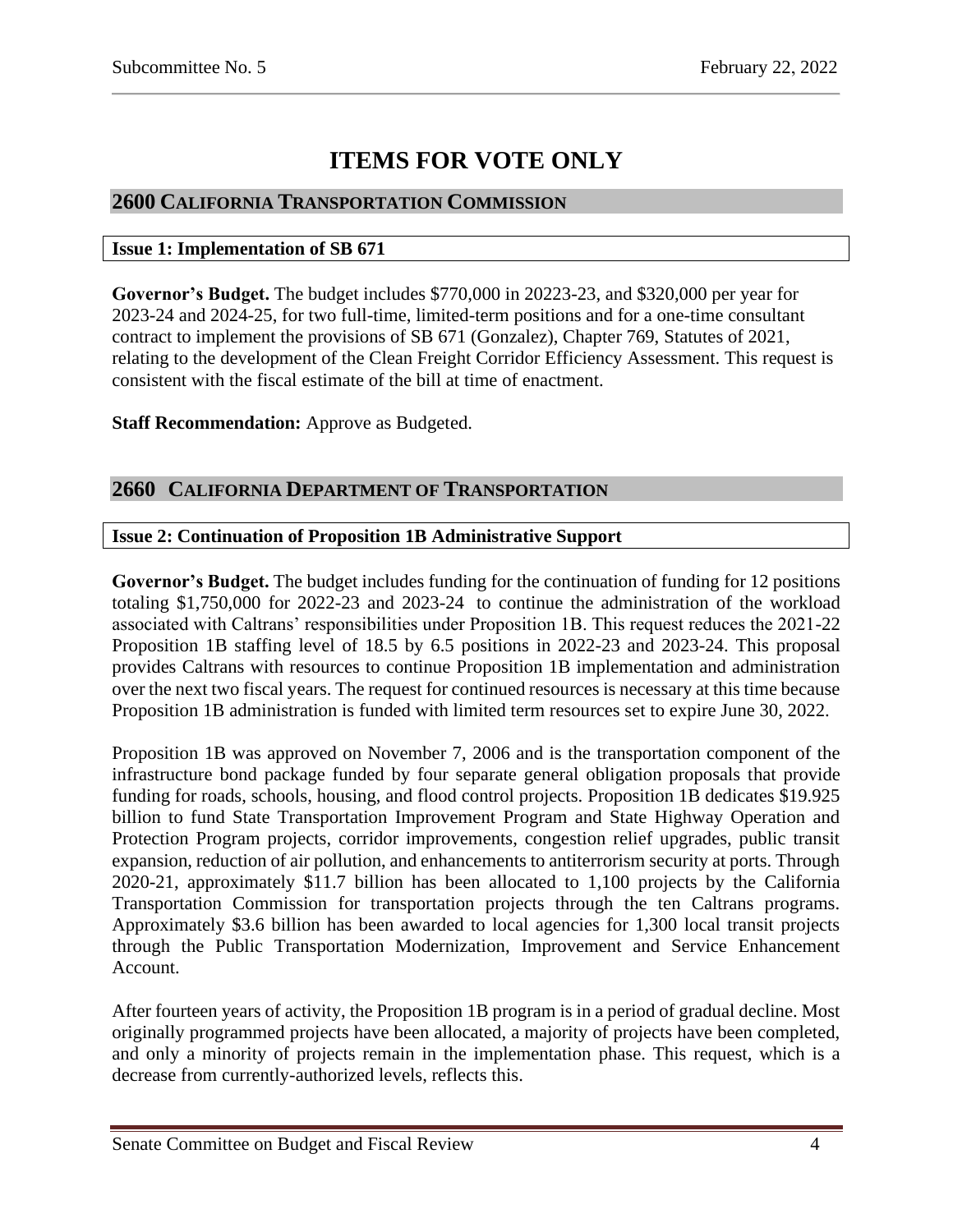# ITEMS FOR VOTE ONLY

## 2600 CALIFORNIA TRANSPORTATION COMMISSION

### Issue 1: Implementation of SB 671

**Governor's Budget.** The budget includes $770,000 in 20223-23, and $320,000 per year for 2023-24 and 2024-25, for two full-time, limited-term positions and for a one-time consultant contract to implement the provisions of SB 671 (Gonzalez), Chapter 769, Statutes of 2021, relating to the development of the Clean Freight Corridor Efficiency Assessment. This request is consistent with the fiscal estimate of the bill at time of enactment.

**Staff Recommendation:** Approve as Budgeted.

## 2660 CALIFORNIA DEPARTMENT OF TRANSPORTATION

### Issue 2: Continuation of Proposition 1B Administrative Support

**Governor's Budget.** The budget includes funding for the continuation of funding for 12 positions totaling $1,750,000 for 2022-23 and 2023-24 to continue the administration of the workload associated with Caltrans' responsibilities under Proposition 1B. This request reduces the 2021-22 Proposition 1B staffing level of 18.5 by 6.5 positions in 2022-23 and 2023-24. This proposal provides Caltrans with resources to continue Proposition 1B implementation and administration over the next two fiscal years. The request for continued resources is necessary at this time because Proposition 1B administration is funded with limited term resources set to expire June 30, 2022.

Proposition 1B was approved on November 7, 2006 and is the transportation component of the infrastructure bond package funded by four separate general obligation proposals that provide funding for roads, schools, housing, and flood control projects. Proposition 1B dedicates $19.925 billion to fund State Transportation Improvement Program and State Highway Operation and Protection Program projects, corridor improvements, congestion relief upgrades, public transit expansion, reduction of air pollution, and enhancements to antiterrorism security at ports. Through 2020-21, approximately $11.7 billion has been allocated to 1,100 projects by the California Transportation Commission for transportation projects through the ten Caltrans programs. Approximately $3.6 billion has been awarded to local agencies for 1,300 local transit projects through the Public Transportation Modernization, Improvement and Service Enhancement Account.

After fourteen years of activity, the Proposition 1B program is in a period of gradual decline. Most originally programmed projects have been allocated, a majority of projects have been completed, and only a minority of projects remain in the implementation phase. This request, which is a decrease from currently-authorized levels, reflects this.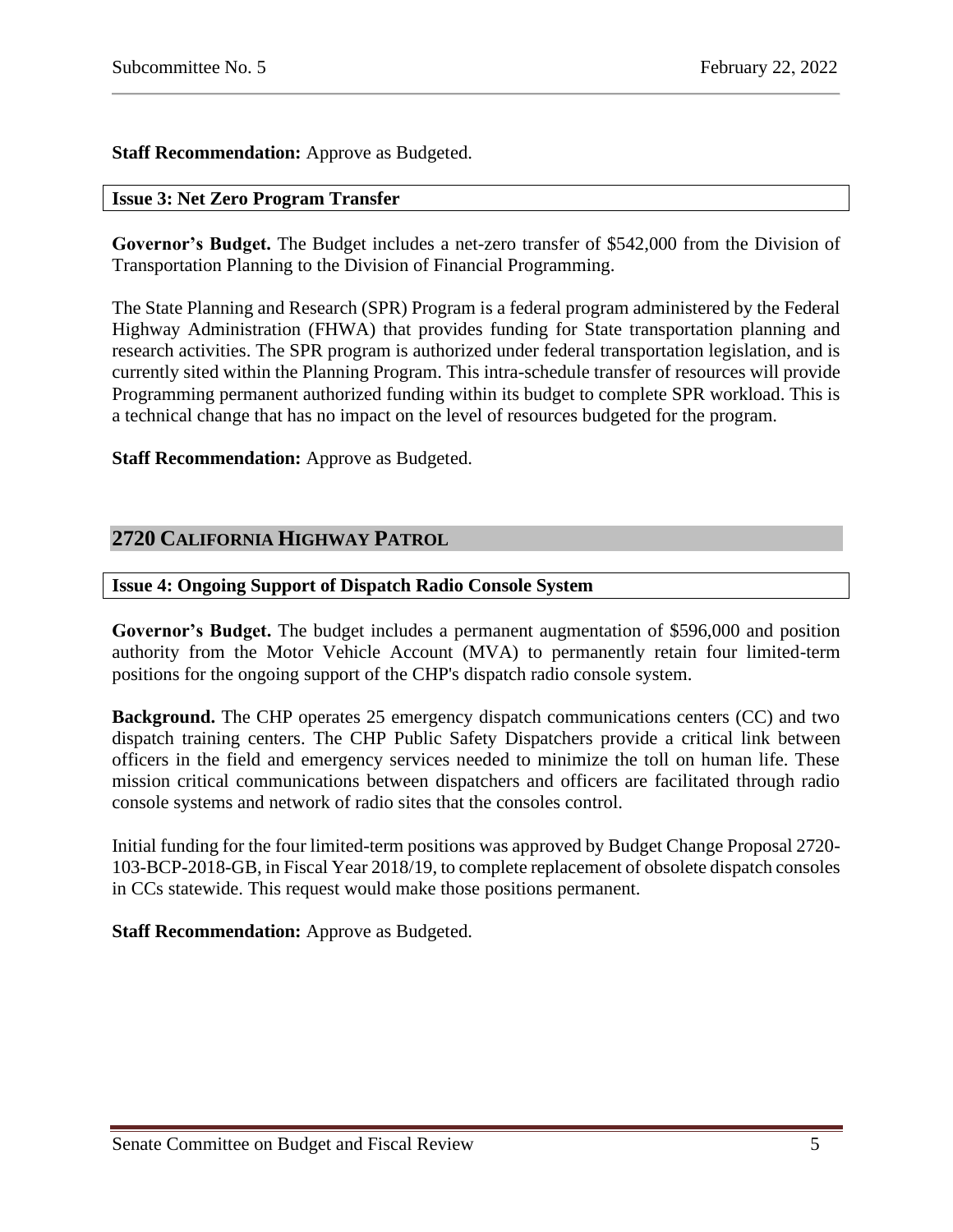**Staff Recommendation:** Approve as Budgeted.

### Issue 3: Net Zero Program Transfer

**Governor's Budget.** The Budget includes a net-zero transfer of $542,000 from the Division of Transportation Planning to the Division of Financial Programming.

The State Planning and Research (SPR) Program is a federal program administered by the Federal Highway Administration (FHWA) that provides funding for State transportation planning and research activities. The SPR program is authorized under federal transportation legislation, and is currently sited within the Planning Program. This intra-schedule transfer of resources will provide Programming permanent authorized funding within its budget to complete SPR workload. This is a technical change that has no impact on the level of resources budgeted for the program.

**Staff Recommendation:** Approve as Budgeted.

## 2720 California Highway Patrol

### Issue 4: Ongoing Support of Dispatch Radio Console System

**Governor's Budget.** The budget includes a permanent augmentation of $596,000 and position authority from the Motor Vehicle Account (MVA) to permanently retain four limited-term positions for the ongoing support of the CHP's dispatch radio console system.

**Background.** The CHP operates 25 emergency dispatch communications centers (CC) and two dispatch training centers. The CHP Public Safety Dispatchers provide a critical link between officers in the field and emergency services needed to minimize the toll on human life. These mission critical communications between dispatchers and officers are facilitated through radio console systems and network of radio sites that the consoles control.

Initial funding for the four limited-term positions was approved by Budget Change Proposal 2720-103-BCP-2018-GB, in Fiscal Year 2018/19, to complete replacement of obsolete dispatch consoles in CCs statewide. This request would make those positions permanent.

**Staff Recommendation:** Approve as Budgeted.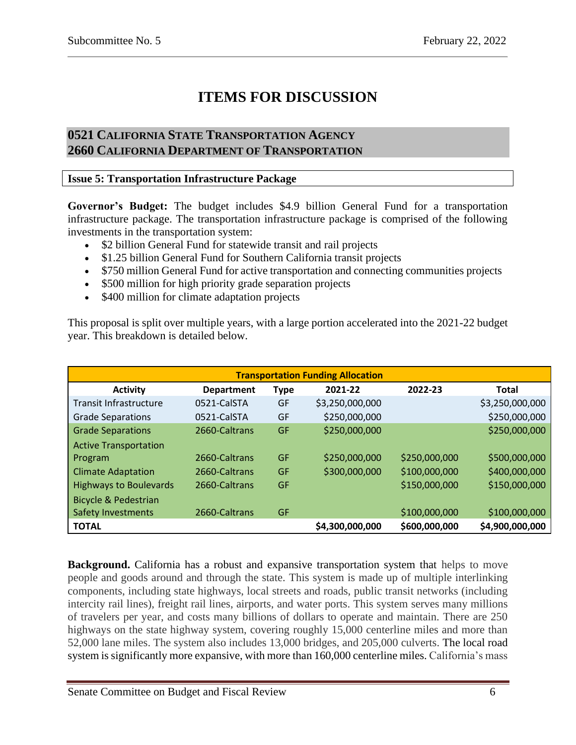# ITEMS FOR DISCUSSION

## 0521 California State Transportation Agency
## 2660 California Department of Transportation

### Issue 5: Transportation Infrastructure Package

**Governor's Budget:** The budget includes $4.9 billion General Fund for a transportation infrastructure package. The transportation infrastructure package is comprised of the following investments in the transportation system:

- $2 billion General Fund for statewide transit and rail projects
- $1.25 billion General Fund for Southern California transit projects
- $750 million General Fund for active transportation and connecting communities projects
- $500 million for high priority grade separation projects
- $400 million for climate adaptation projects

This proposal is split over multiple years, with a large portion accelerated into the 2021-22 budget year. This breakdown is detailed below.

| Transportation Funding Allocation | | | | | |
|---|---|---|---|---|---|
| **Activity** | **Department** | **Type** | **2021-22** | **2022-23** | **Total** |
| Transit Infrastructure | 0521-CalSTA | GF | $3,250,000,000 | | $3,250,000,000 |
| Grade Separations | 0521-CalSTA | GF | $250,000,000 | | $250,000,000 |
| Grade Separations | 2660-Caltrans | GF | $250,000,000 | | $250,000,000 |
| Active Transportation Program | 2660-Caltrans | GF | $250,000,000 | $250,000,000 | $500,000,000 |
| Climate Adaptation | 2660-Caltrans | GF | $300,000,000 | $100,000,000 | $400,000,000 |
| Highways to Boulevards | 2660-Caltrans | GF | | $150,000,000 | $150,000,000 |
| Bicycle & Pedestrian Safety Investments | 2660-Caltrans | GF | | $100,000,000 | $100,000,000 |
| **TOTAL** | | | **$4,300,000,000** | **$600,000,000** | **$4,900,000,000** |

**Background.** California has a robust and expansive transportation system that helps to move people and goods around and through the state. This system is made up of multiple interlinking components, including state highways, local streets and roads, public transit networks (including intercity rail lines), freight rail lines, airports, and water ports. This system serves many millions of travelers per year, and costs many billions of dollars to operate and maintain. There are 250 highways on the state highway system, covering roughly 15,000 centerline miles and more than 52,000 lane miles. The system also includes 13,000 bridges, and 205,000 culverts. The local road system is significantly more expansive, with more than 160,000 centerline miles. California's mass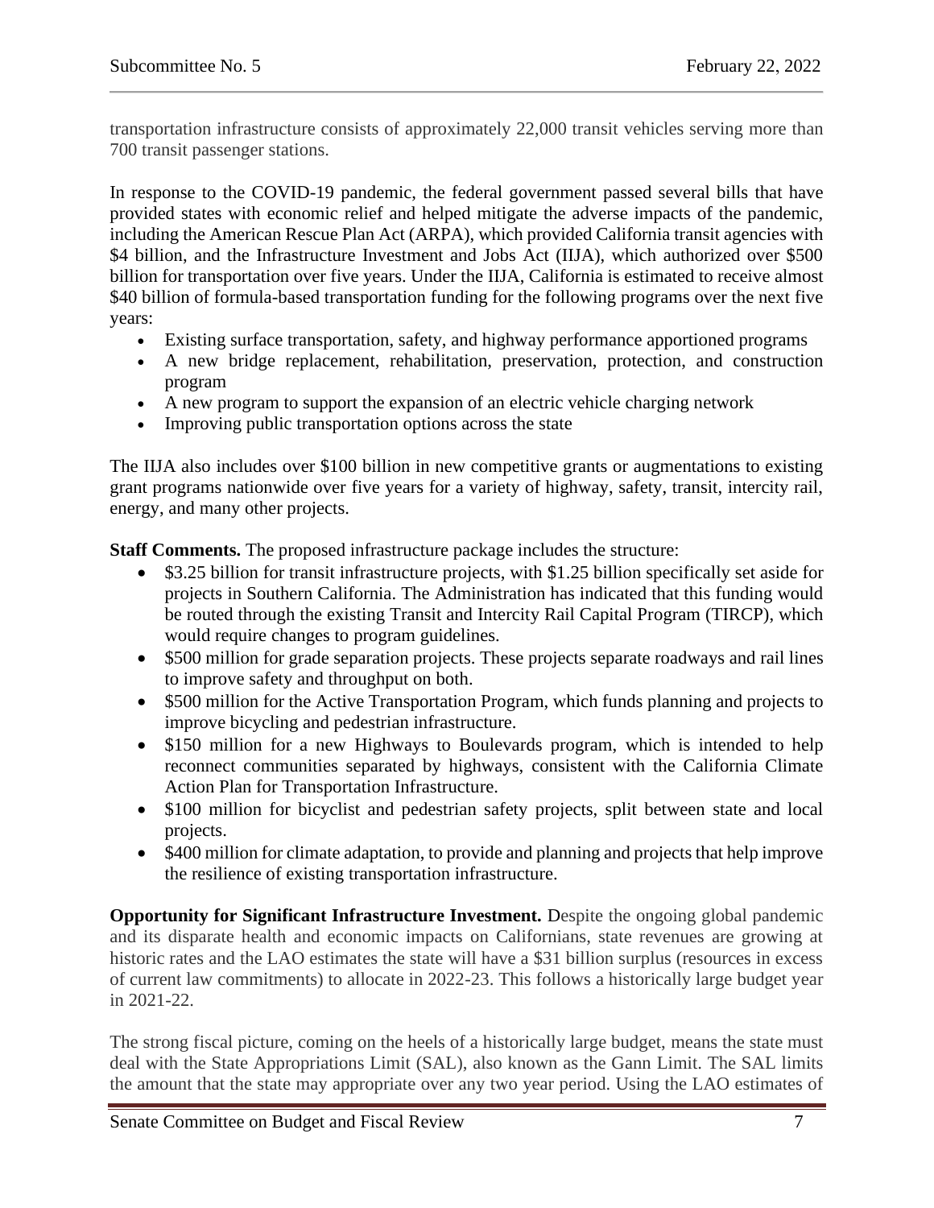transportation infrastructure consists of approximately 22,000 transit vehicles serving more than 700 transit passenger stations.

In response to the COVID-19 pandemic, the federal government passed several bills that have provided states with economic relief and helped mitigate the adverse impacts of the pandemic, including the American Rescue Plan Act (ARPA), which provided California transit agencies with $4 billion, and the Infrastructure Investment and Jobs Act (IIJA), which authorized over $500 billion for transportation over five years. Under the IIJA, California is estimated to receive almost $40 billion of formula-based transportation funding for the following programs over the next five years:

- Existing surface transportation, safety, and highway performance apportioned programs
- A new bridge replacement, rehabilitation, preservation, protection, and construction program
- A new program to support the expansion of an electric vehicle charging network
- Improving public transportation options across the state

The IIJA also includes over $100 billion in new competitive grants or augmentations to existing grant programs nationwide over five years for a variety of highway, safety, transit, intercity rail, energy, and many other projects.

**Staff Comments.** The proposed infrastructure package includes the structure:

- $3.25 billion for transit infrastructure projects, with $1.25 billion specifically set aside for projects in Southern California. The Administration has indicated that this funding would be routed through the existing Transit and Intercity Rail Capital Program (TIRCP), which would require changes to program guidelines.
- $500 million for grade separation projects. These projects separate roadways and rail lines to improve safety and throughput on both.
- $500 million for the Active Transportation Program, which funds planning and projects to improve bicycling and pedestrian infrastructure.
- $150 million for a new Highways to Boulevards program, which is intended to help reconnect communities separated by highways, consistent with the California Climate Action Plan for Transportation Infrastructure.
- $100 million for bicyclist and pedestrian safety projects, split between state and local projects.
- $400 million for climate adaptation, to provide and planning and projects that help improve the resilience of existing transportation infrastructure.

**Opportunity for Significant Infrastructure Investment.** Despite the ongoing global pandemic and its disparate health and economic impacts on Californians, state revenues are growing at historic rates and the LAO estimates the state will have a $31 billion surplus (resources in excess of current law commitments) to allocate in 2022-23. This follows a historically large budget year in 2021-22.

The strong fiscal picture, coming on the heels of a historically large budget, means the state must deal with the State Appropriations Limit (SAL), also known as the Gann Limit. The SAL limits the amount that the state may appropriate over any two year period. Using the LAO estimates of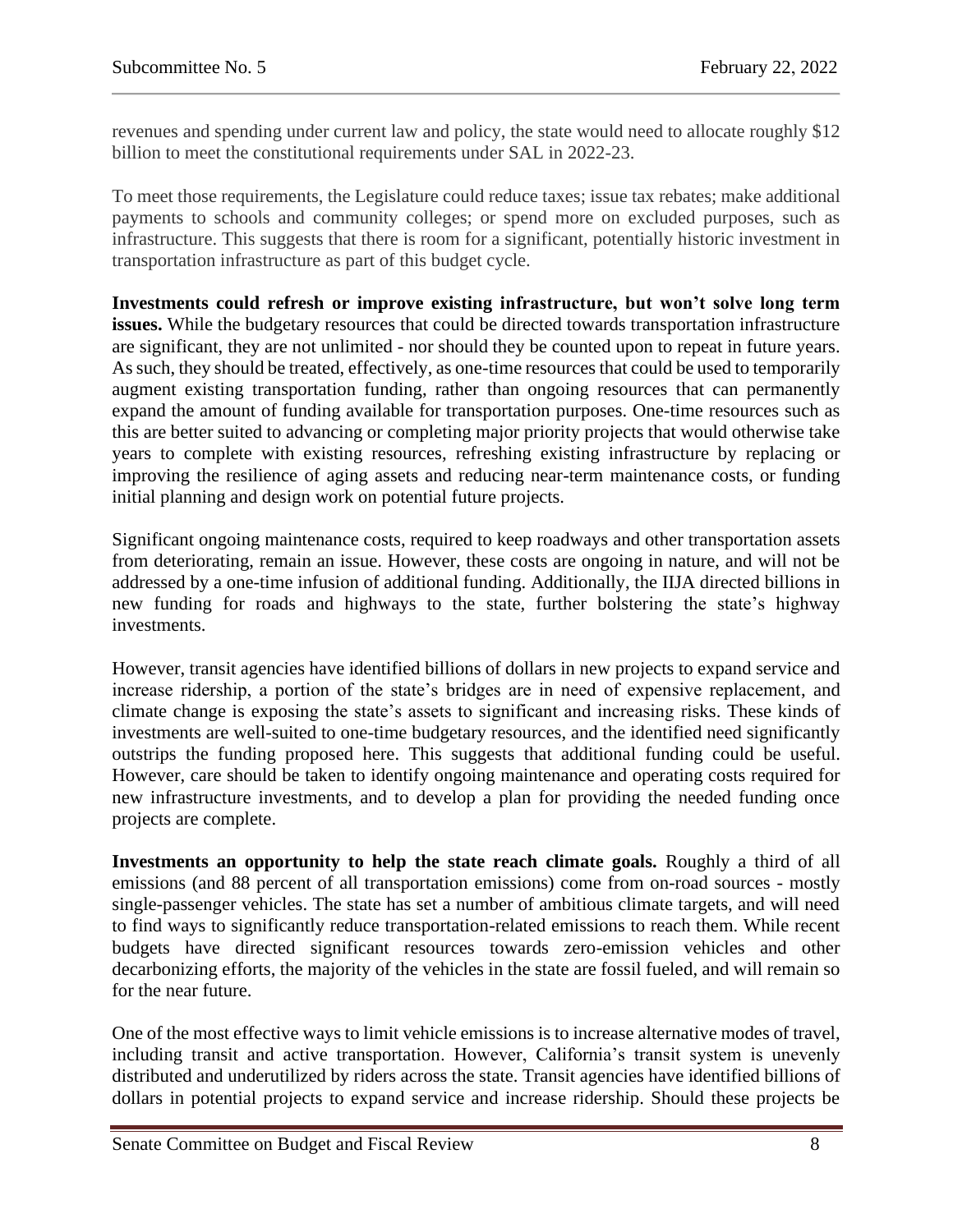revenues and spending under current law and policy, the state would need to allocate roughly $12 billion to meet the constitutional requirements under SAL in 2022-23.

To meet those requirements, the Legislature could reduce taxes; issue tax rebates; make additional payments to schools and community colleges; or spend more on excluded purposes, such as infrastructure. This suggests that there is room for a significant, potentially historic investment in transportation infrastructure as part of this budget cycle.

**Investments could refresh or improve existing infrastructure, but won't solve long term issues.** While the budgetary resources that could be directed towards transportation infrastructure are significant, they are not unlimited - nor should they be counted upon to repeat in future years. As such, they should be treated, effectively, as one-time resources that could be used to temporarily augment existing transportation funding, rather than ongoing resources that can permanently expand the amount of funding available for transportation purposes. One-time resources such as this are better suited to advancing or completing major priority projects that would otherwise take years to complete with existing resources, refreshing existing infrastructure by replacing or improving the resilience of aging assets and reducing near-term maintenance costs, or funding initial planning and design work on potential future projects.

Significant ongoing maintenance costs, required to keep roadways and other transportation assets from deteriorating, remain an issue. However, these costs are ongoing in nature, and will not be addressed by a one-time infusion of additional funding. Additionally, the IIJA directed billions in new funding for roads and highways to the state, further bolstering the state's highway investments.

However, transit agencies have identified billions of dollars in new projects to expand service and increase ridership, a portion of the state's bridges are in need of expensive replacement, and climate change is exposing the state's assets to significant and increasing risks. These kinds of investments are well-suited to one-time budgetary resources, and the identified need significantly outstrips the funding proposed here. This suggests that additional funding could be useful. However, care should be taken to identify ongoing maintenance and operating costs required for new infrastructure investments, and to develop a plan for providing the needed funding once projects are complete.

**Investments an opportunity to help the state reach climate goals.** Roughly a third of all emissions (and 88 percent of all transportation emissions) come from on-road sources - mostly single-passenger vehicles. The state has set a number of ambitious climate targets, and will need to find ways to significantly reduce transportation-related emissions to reach them. While recent budgets have directed significant resources towards zero-emission vehicles and other decarbonizing efforts, the majority of the vehicles in the state are fossil fueled, and will remain so for the near future.

One of the most effective ways to limit vehicle emissions is to increase alternative modes of travel, including transit and active transportation. However, California's transit system is unevenly distributed and underutilized by riders across the state. Transit agencies have identified billions of dollars in potential projects to expand service and increase ridership. Should these projects be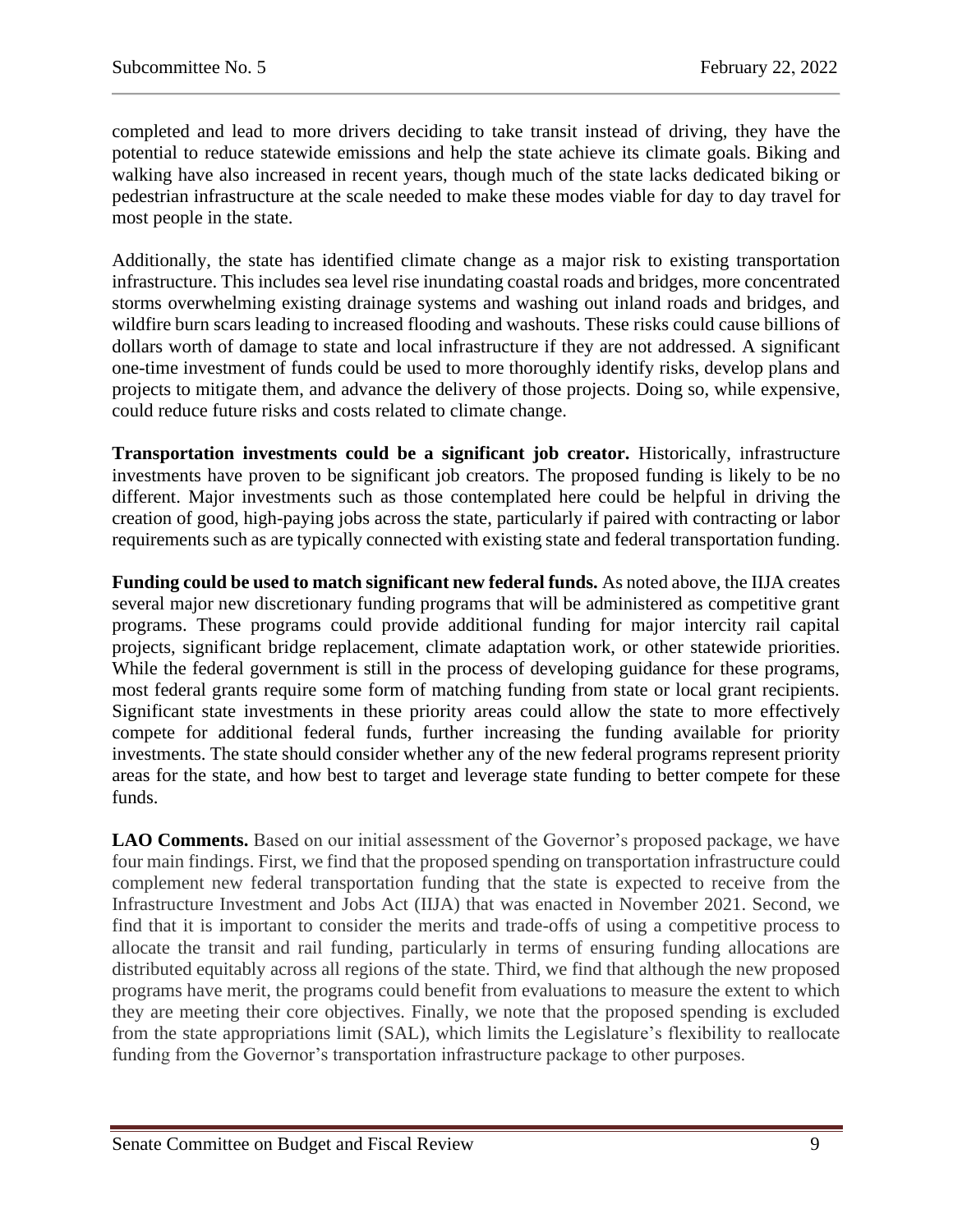completed and lead to more drivers deciding to take transit instead of driving, they have the potential to reduce statewide emissions and help the state achieve its climate goals. Biking and walking have also increased in recent years, though much of the state lacks dedicated biking or pedestrian infrastructure at the scale needed to make these modes viable for day to day travel for most people in the state.

Additionally, the state has identified climate change as a major risk to existing transportation infrastructure. This includes sea level rise inundating coastal roads and bridges, more concentrated storms overwhelming existing drainage systems and washing out inland roads and bridges, and wildfire burn scars leading to increased flooding and washouts. These risks could cause billions of dollars worth of damage to state and local infrastructure if they are not addressed. A significant one-time investment of funds could be used to more thoroughly identify risks, develop plans and projects to mitigate them, and advance the delivery of those projects. Doing so, while expensive, could reduce future risks and costs related to climate change.

**Transportation investments could be a significant job creator.** Historically, infrastructure investments have proven to be significant job creators. The proposed funding is likely to be no different. Major investments such as those contemplated here could be helpful in driving the creation of good, high-paying jobs across the state, particularly if paired with contracting or labor requirements such as are typically connected with existing state and federal transportation funding.

**Funding could be used to match significant new federal funds.** As noted above, the IIJA creates several major new discretionary funding programs that will be administered as competitive grant programs. These programs could provide additional funding for major intercity rail capital projects, significant bridge replacement, climate adaptation work, or other statewide priorities. While the federal government is still in the process of developing guidance for these programs, most federal grants require some form of matching funding from state or local grant recipients. Significant state investments in these priority areas could allow the state to more effectively compete for additional federal funds, further increasing the funding available for priority investments. The state should consider whether any of the new federal programs represent priority areas for the state, and how best to target and leverage state funding to better compete for these funds.

**LAO Comments.** Based on our initial assessment of the Governor's proposed package, we have four main findings. First, we find that the proposed spending on transportation infrastructure could complement new federal transportation funding that the state is expected to receive from the Infrastructure Investment and Jobs Act (IIJA) that was enacted in November 2021. Second, we find that it is important to consider the merits and trade-offs of using a competitive process to allocate the transit and rail funding, particularly in terms of ensuring funding allocations are distributed equitably across all regions of the state. Third, we find that although the new proposed programs have merit, the programs could benefit from evaluations to measure the extent to which they are meeting their core objectives. Finally, we note that the proposed spending is excluded from the state appropriations limit (SAL), which limits the Legislature's flexibility to reallocate funding from the Governor's transportation infrastructure package to other purposes.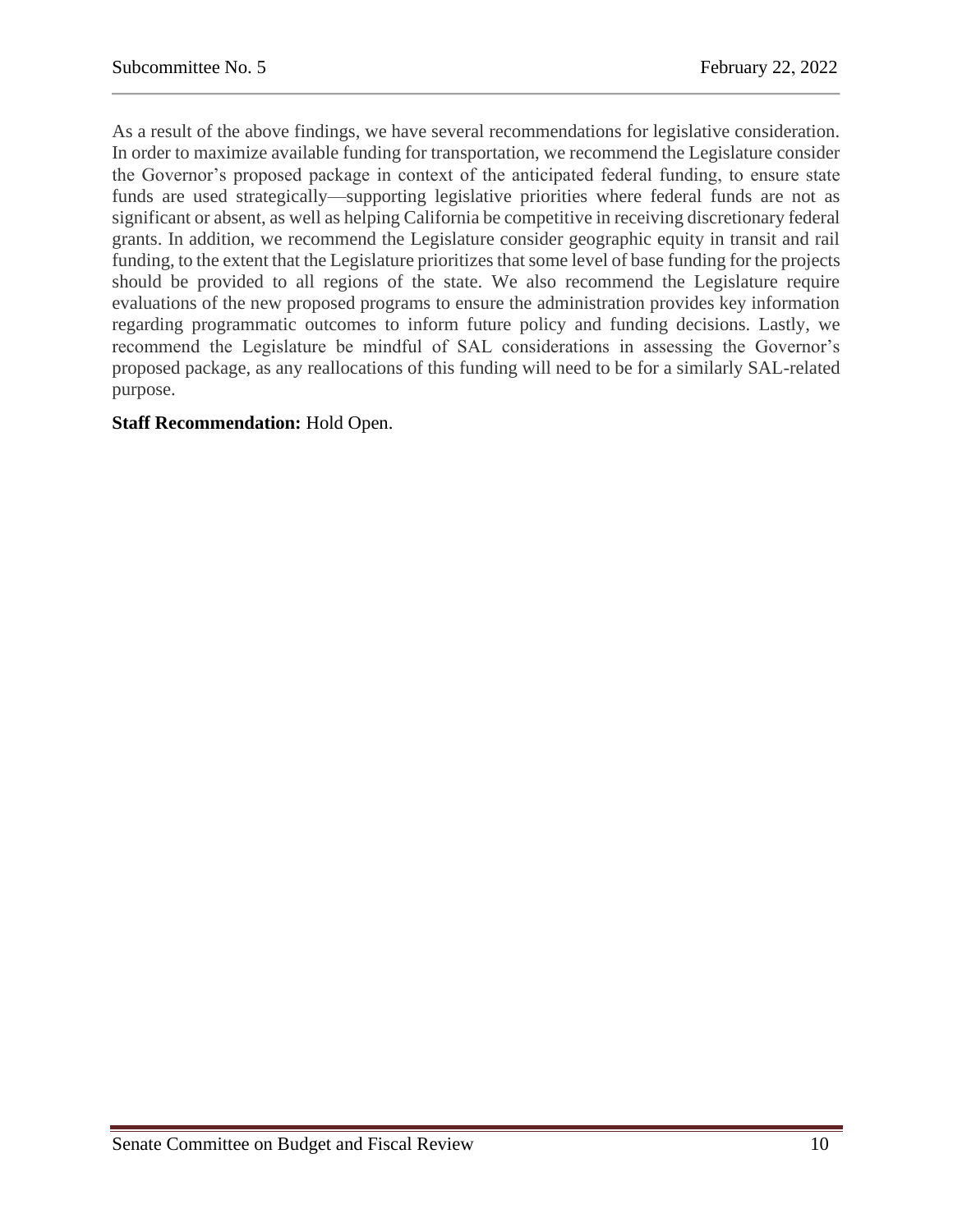As a result of the above findings, we have several recommendations for legislative consideration. In order to maximize available funding for transportation, we recommend the Legislature consider the Governor's proposed package in context of the anticipated federal funding, to ensure state funds are used strategically—supporting legislative priorities where federal funds are not as significant or absent, as well as helping California be competitive in receiving discretionary federal grants. In addition, we recommend the Legislature consider geographic equity in transit and rail funding, to the extent that the Legislature prioritizes that some level of base funding for the projects should be provided to all regions of the state. We also recommend the Legislature require evaluations of the new proposed programs to ensure the administration provides key information regarding programmatic outcomes to inform future policy and funding decisions. Lastly, we recommend the Legislature be mindful of SAL considerations in assessing the Governor's proposed package, as any reallocations of this funding will need to be for a similarly SAL-related purpose.

**Staff Recommendation:** Hold Open.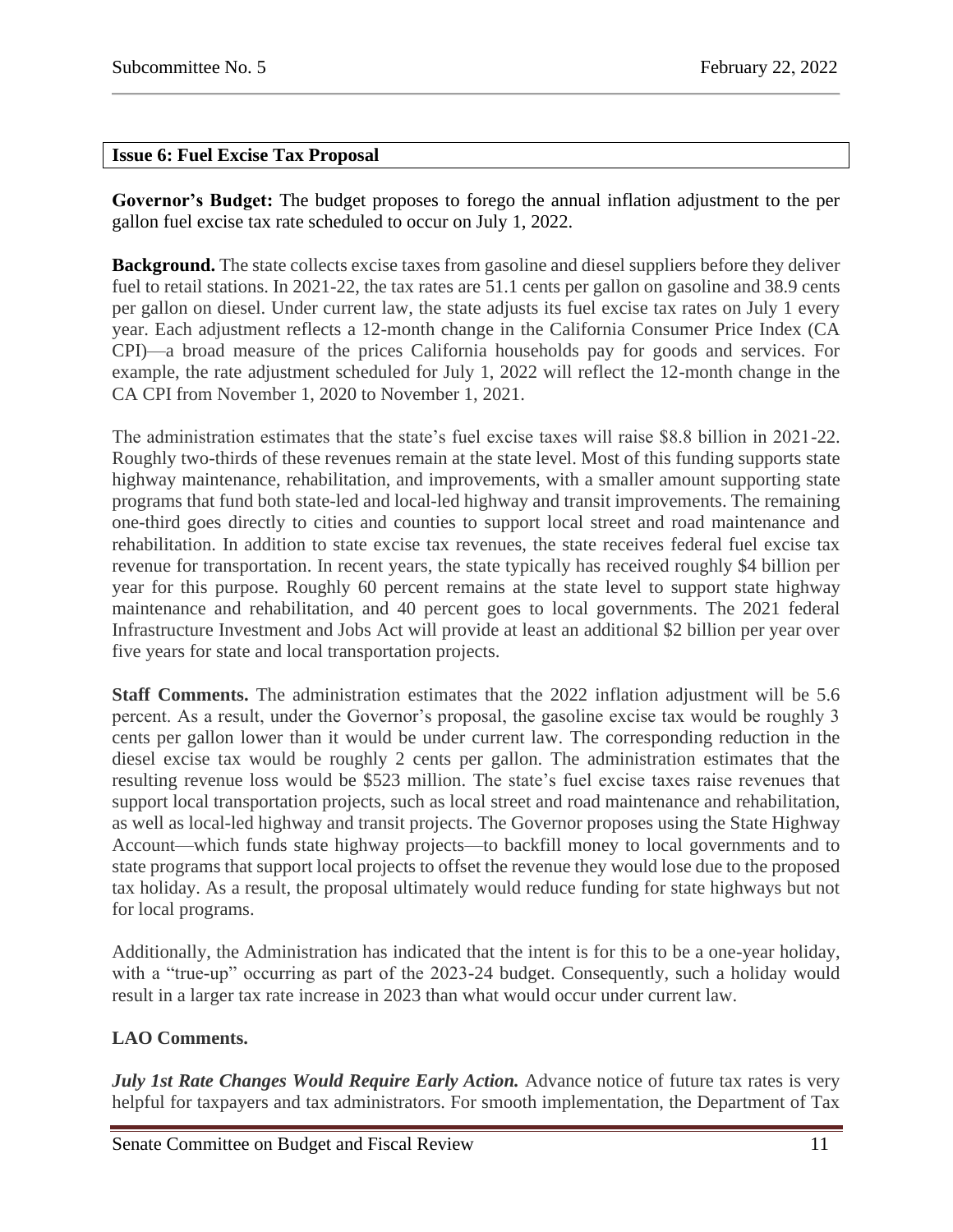**Issue 6: Fuel Excise Tax Proposal**

**Governor's Budget:** The budget proposes to forego the annual inflation adjustment to the per gallon fuel excise tax rate scheduled to occur on July 1, 2022.

**Background.** The state collects excise taxes from gasoline and diesel suppliers before they deliver fuel to retail stations. In 2021-22, the tax rates are 51.1 cents per gallon on gasoline and 38.9 cents per gallon on diesel. Under current law, the state adjusts its fuel excise tax rates on July 1 every year. Each adjustment reflects a 12-month change in the California Consumer Price Index (CA CPI)—a broad measure of the prices California households pay for goods and services. For example, the rate adjustment scheduled for July 1, 2022 will reflect the 12-month change in the CA CPI from November 1, 2020 to November 1, 2021.

The administration estimates that the state's fuel excise taxes will raise $8.8 billion in 2021-22. Roughly two-thirds of these revenues remain at the state level. Most of this funding supports state highway maintenance, rehabilitation, and improvements, with a smaller amount supporting state programs that fund both state-led and local-led highway and transit improvements. The remaining one-third goes directly to cities and counties to support local street and road maintenance and rehabilitation. In addition to state excise tax revenues, the state receives federal fuel excise tax revenue for transportation. In recent years, the state typically has received roughly $4 billion per year for this purpose. Roughly 60 percent remains at the state level to support state highway maintenance and rehabilitation, and 40 percent goes to local governments. The 2021 federal Infrastructure Investment and Jobs Act will provide at least an additional $2 billion per year over five years for state and local transportation projects.

**Staff Comments.** The administration estimates that the 2022 inflation adjustment will be 5.6 percent. As a result, under the Governor's proposal, the gasoline excise tax would be roughly 3 cents per gallon lower than it would be under current law. The corresponding reduction in the diesel excise tax would be roughly 2 cents per gallon. The administration estimates that the resulting revenue loss would be $523 million. The state's fuel excise taxes raise revenues that support local transportation projects, such as local street and road maintenance and rehabilitation, as well as local-led highway and transit projects. The Governor proposes using the State Highway Account—which funds state highway projects—to backfill money to local governments and to state programs that support local projects to offset the revenue they would lose due to the proposed tax holiday. As a result, the proposal ultimately would reduce funding for state highways but not for local programs.

Additionally, the Administration has indicated that the intent is for this to be a one-year holiday, with a "true-up" occurring as part of the 2023-24 budget. Consequently, such a holiday would result in a larger tax rate increase in 2023 than what would occur under current law.

**LAO Comments.**

***July 1st Rate Changes Would Require Early Action.*** Advance notice of future tax rates is very helpful for taxpayers and tax administrators. For smooth implementation, the Department of Tax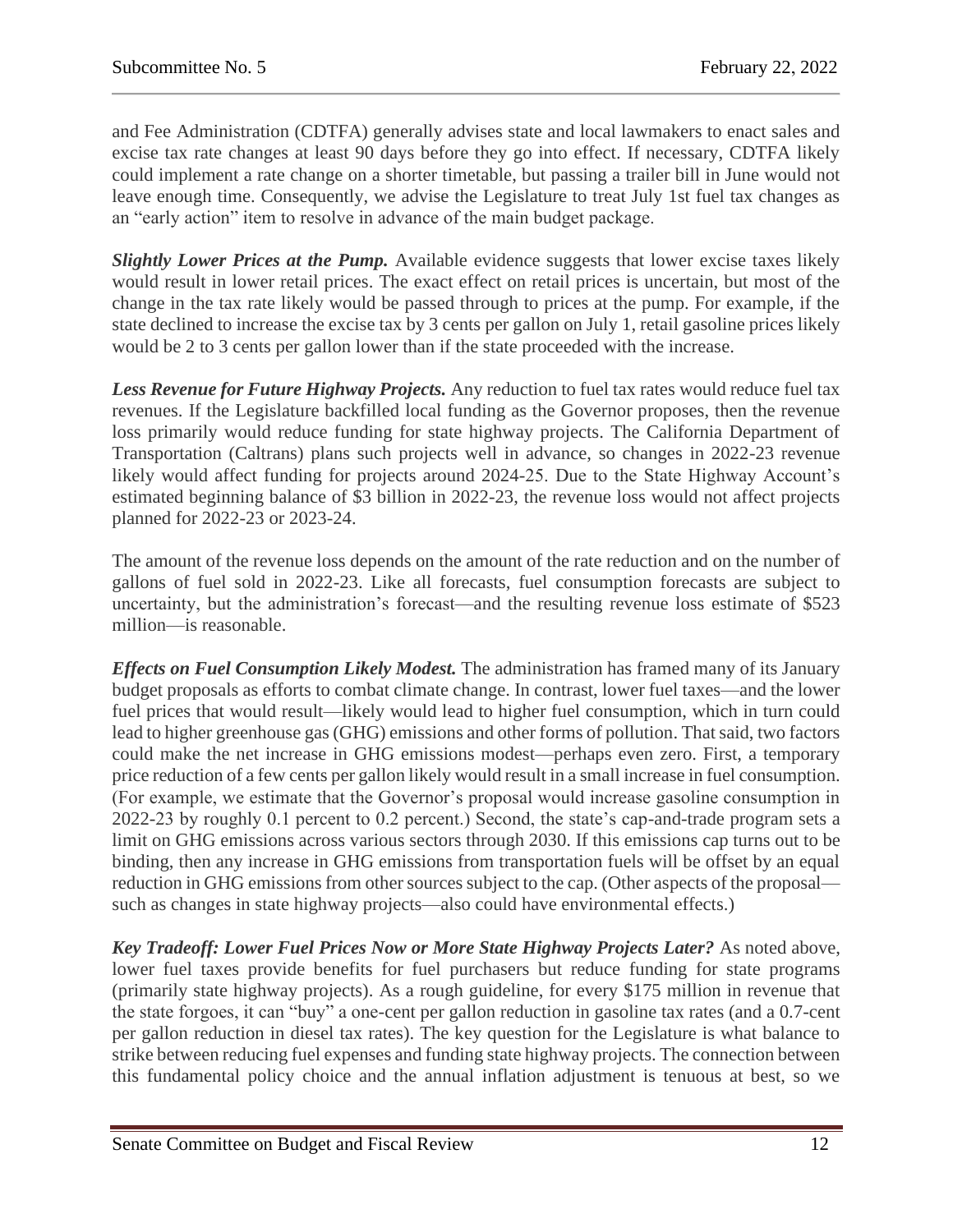and Fee Administration (CDTFA) generally advises state and local lawmakers to enact sales and excise tax rate changes at least 90 days before they go into effect. If necessary, CDTFA likely could implement a rate change on a shorter timetable, but passing a trailer bill in June would not leave enough time. Consequently, we advise the Legislature to treat July 1st fuel tax changes as an "early action" item to resolve in advance of the main budget package.

***Slightly Lower Prices at the Pump.*** Available evidence suggests that lower excise taxes likely would result in lower retail prices. The exact effect on retail prices is uncertain, but most of the change in the tax rate likely would be passed through to prices at the pump. For example, if the state declined to increase the excise tax by 3 cents per gallon on July 1, retail gasoline prices likely would be 2 to 3 cents per gallon lower than if the state proceeded with the increase.

***Less Revenue for Future Highway Projects.*** Any reduction to fuel tax rates would reduce fuel tax revenues. If the Legislature backfilled local funding as the Governor proposes, then the revenue loss primarily would reduce funding for state highway projects. The California Department of Transportation (Caltrans) plans such projects well in advance, so changes in 2022-23 revenue likely would affect funding for projects around 2024-25. Due to the State Highway Account's estimated beginning balance of $3 billion in 2022-23, the revenue loss would not affect projects planned for 2022-23 or 2023-24.

The amount of the revenue loss depends on the amount of the rate reduction and on the number of gallons of fuel sold in 2022-23. Like all forecasts, fuel consumption forecasts are subject to uncertainty, but the administration's forecast—and the resulting revenue loss estimate of $523 million—is reasonable.

***Effects on Fuel Consumption Likely Modest.*** The administration has framed many of its January budget proposals as efforts to combat climate change. In contrast, lower fuel taxes—and the lower fuel prices that would result—likely would lead to higher fuel consumption, which in turn could lead to higher greenhouse gas (GHG) emissions and other forms of pollution. That said, two factors could make the net increase in GHG emissions modest—perhaps even zero. First, a temporary price reduction of a few cents per gallon likely would result in a small increase in fuel consumption. (For example, we estimate that the Governor's proposal would increase gasoline consumption in 2022-23 by roughly 0.1 percent to 0.2 percent.) Second, the state's cap-and-trade program sets a limit on GHG emissions across various sectors through 2030. If this emissions cap turns out to be binding, then any increase in GHG emissions from transportation fuels will be offset by an equal reduction in GHG emissions from other sources subject to the cap. (Other aspects of the proposal—such as changes in state highway projects—also could have environmental effects.)

***Key Tradeoff: Lower Fuel Prices Now or More State Highway Projects Later?*** As noted above, lower fuel taxes provide benefits for fuel purchasers but reduce funding for state programs (primarily state highway projects). As a rough guideline, for every $175 million in revenue that the state forgoes, it can "buy" a one-cent per gallon reduction in gasoline tax rates (and a 0.7-cent per gallon reduction in diesel tax rates). The key question for the Legislature is what balance to strike between reducing fuel expenses and funding state highway projects. The connection between this fundamental policy choice and the annual inflation adjustment is tenuous at best, so we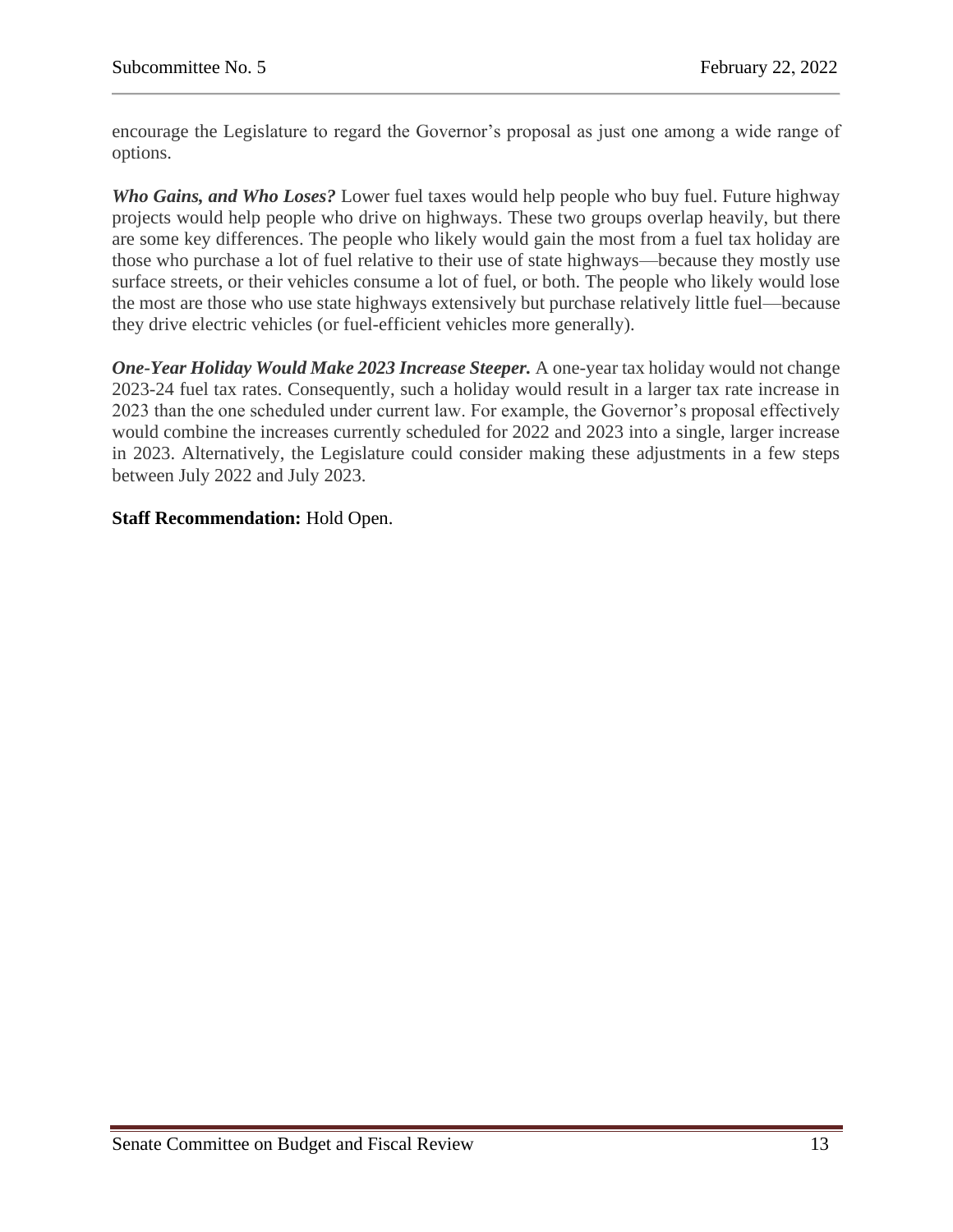encourage the Legislature to regard the Governor's proposal as just one among a wide range of options.

***Who Gains, and Who Loses?*** Lower fuel taxes would help people who buy fuel. Future highway projects would help people who drive on highways. These two groups overlap heavily, but there are some key differences. The people who likely would gain the most from a fuel tax holiday are those who purchase a lot of fuel relative to their use of state highways—because they mostly use surface streets, or their vehicles consume a lot of fuel, or both. The people who likely would lose the most are those who use state highways extensively but purchase relatively little fuel—because they drive electric vehicles (or fuel-efficient vehicles more generally).

***One-Year Holiday Would Make 2023 Increase Steeper.*** A one-year tax holiday would not change 2023-24 fuel tax rates. Consequently, such a holiday would result in a larger tax rate increase in 2023 than the one scheduled under current law. For example, the Governor's proposal effectively would combine the increases currently scheduled for 2022 and 2023 into a single, larger increase in 2023. Alternatively, the Legislature could consider making these adjustments in a few steps between July 2022 and July 2023.

**Staff Recommendation:** Hold Open.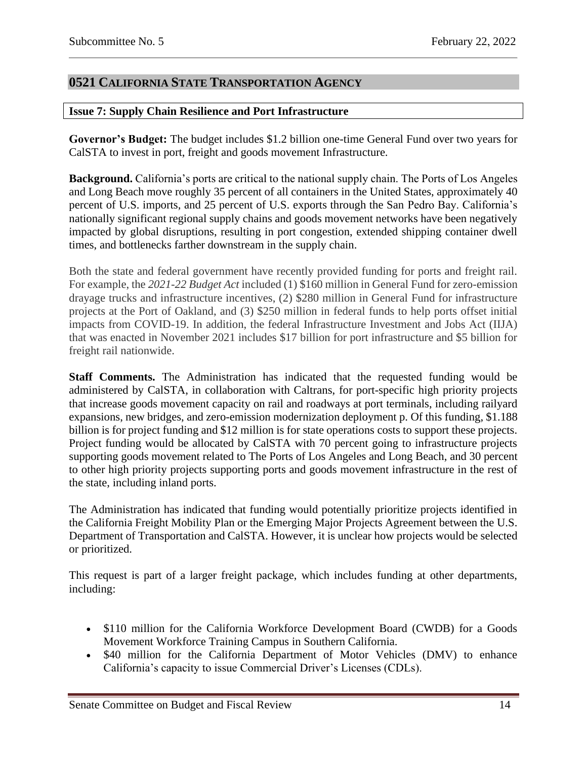## 0521 California State Transportation Agency

### Issue 7: Supply Chain Resilience and Port Infrastructure

**Governor's Budget:** The budget includes $1.2 billion one-time General Fund over two years for CalSTA to invest in port, freight and goods movement Infrastructure.

**Background.** California's ports are critical to the national supply chain. The Ports of Los Angeles and Long Beach move roughly 35 percent of all containers in the United States, approximately 40 percent of U.S. imports, and 25 percent of U.S. exports through the San Pedro Bay. California's nationally significant regional supply chains and goods movement networks have been negatively impacted by global disruptions, resulting in port congestion, extended shipping container dwell times, and bottlenecks farther downstream in the supply chain.

Both the state and federal government have recently provided funding for ports and freight rail. For example, the *2021-22 Budget Act* included (1) $160 million in General Fund for zero-emission drayage trucks and infrastructure incentives, (2) $280 million in General Fund for infrastructure projects at the Port of Oakland, and (3) $250 million in federal funds to help ports offset initial impacts from COVID-19. In addition, the federal Infrastructure Investment and Jobs Act (IIJA) that was enacted in November 2021 includes $17 billion for port infrastructure and $5 billion for freight rail nationwide.

**Staff Comments.** The Administration has indicated that the requested funding would be administered by CalSTA, in collaboration with Caltrans, for port-specific high priority projects that increase goods movement capacity on rail and roadways at port terminals, including railyard expansions, new bridges, and zero-emission modernization deployment p. Of this funding, $1.188 billion is for project funding and $12 million is for state operations costs to support these projects. Project funding would be allocated by CalSTA with 70 percent going to infrastructure projects supporting goods movement related to The Ports of Los Angeles and Long Beach, and 30 percent to other high priority projects supporting ports and goods movement infrastructure in the rest of the state, including inland ports.

The Administration has indicated that funding would potentially prioritize projects identified in the California Freight Mobility Plan or the Emerging Major Projects Agreement between the U.S. Department of Transportation and CalSTA. However, it is unclear how projects would be selected or prioritized.

This request is part of a larger freight package, which includes funding at other departments, including:

- $110 million for the California Workforce Development Board (CWDB) for a Goods Movement Workforce Training Campus in Southern California.
- $40 million for the California Department of Motor Vehicles (DMV) to enhance California's capacity to issue Commercial Driver's Licenses (CDLs).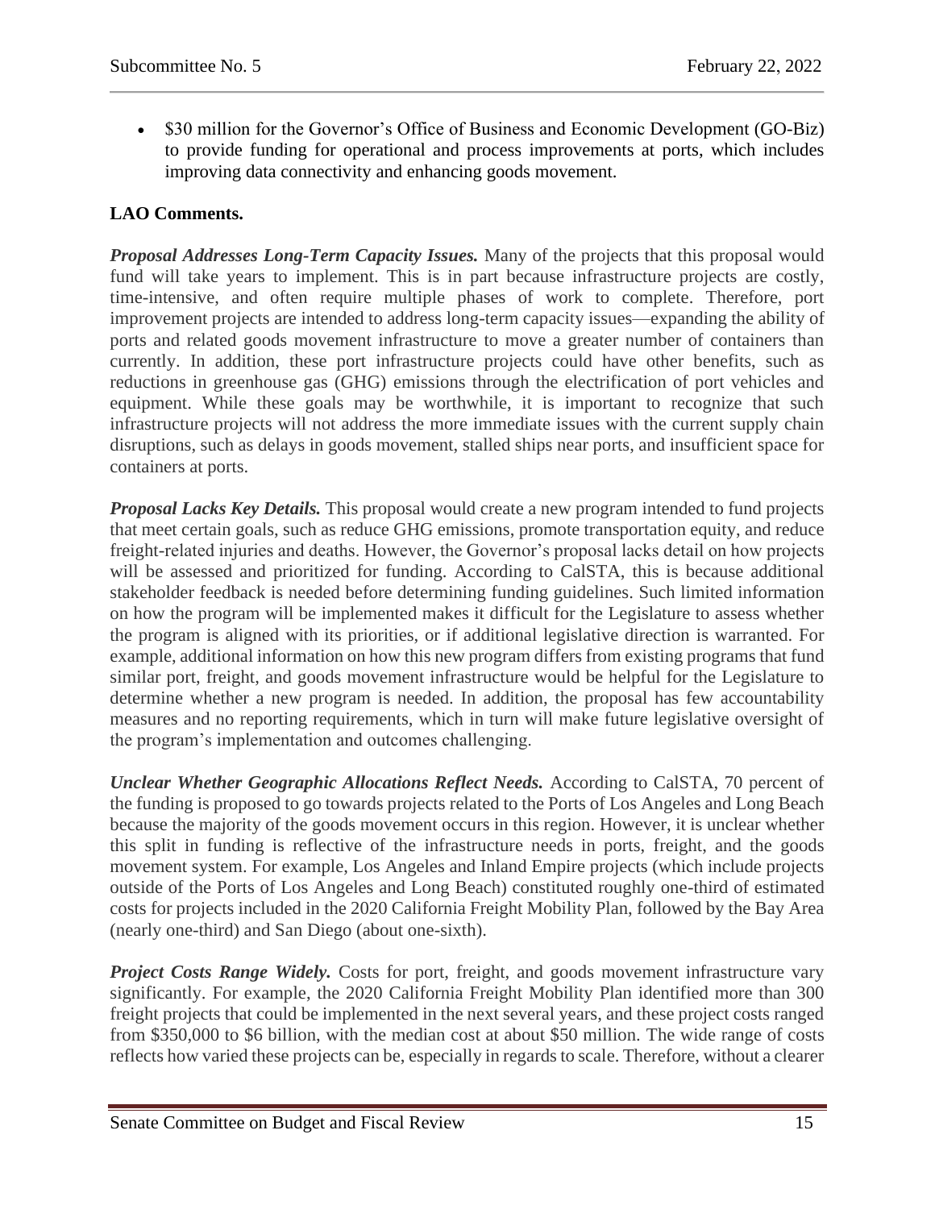- $30 million for the Governor's Office of Business and Economic Development (GO-Biz) to provide funding for operational and process improvements at ports, which includes improving data connectivity and enhancing goods movement.

**LAO Comments.**

***Proposal Addresses Long-Term Capacity Issues.*** Many of the projects that this proposal would fund will take years to implement. This is in part because infrastructure projects are costly, time-intensive, and often require multiple phases of work to complete. Therefore, port improvement projects are intended to address long-term capacity issues—expanding the ability of ports and related goods movement infrastructure to move a greater number of containers than currently. In addition, these port infrastructure projects could have other benefits, such as reductions in greenhouse gas (GHG) emissions through the electrification of port vehicles and equipment. While these goals may be worthwhile, it is important to recognize that such infrastructure projects will not address the more immediate issues with the current supply chain disruptions, such as delays in goods movement, stalled ships near ports, and insufficient space for containers at ports.

***Proposal Lacks Key Details.*** This proposal would create a new program intended to fund projects that meet certain goals, such as reduce GHG emissions, promote transportation equity, and reduce freight-related injuries and deaths. However, the Governor's proposal lacks detail on how projects will be assessed and prioritized for funding. According to CalSTA, this is because additional stakeholder feedback is needed before determining funding guidelines. Such limited information on how the program will be implemented makes it difficult for the Legislature to assess whether the program is aligned with its priorities, or if additional legislative direction is warranted. For example, additional information on how this new program differs from existing programs that fund similar port, freight, and goods movement infrastructure would be helpful for the Legislature to determine whether a new program is needed. In addition, the proposal has few accountability measures and no reporting requirements, which in turn will make future legislative oversight of the program's implementation and outcomes challenging.

***Unclear Whether Geographic Allocations Reflect Needs.*** According to CalSTA, 70 percent of the funding is proposed to go towards projects related to the Ports of Los Angeles and Long Beach because the majority of the goods movement occurs in this region. However, it is unclear whether this split in funding is reflective of the infrastructure needs in ports, freight, and the goods movement system. For example, Los Angeles and Inland Empire projects (which include projects outside of the Ports of Los Angeles and Long Beach) constituted roughly one-third of estimated costs for projects included in the 2020 California Freight Mobility Plan, followed by the Bay Area (nearly one-third) and San Diego (about one-sixth).

***Project Costs Range Widely.*** Costs for port, freight, and goods movement infrastructure vary significantly. For example, the 2020 California Freight Mobility Plan identified more than 300 freight projects that could be implemented in the next several years, and these project costs ranged from $350,000 to $6 billion, with the median cost at about $50 million. The wide range of costs reflects how varied these projects can be, especially in regards to scale. Therefore, without a clearer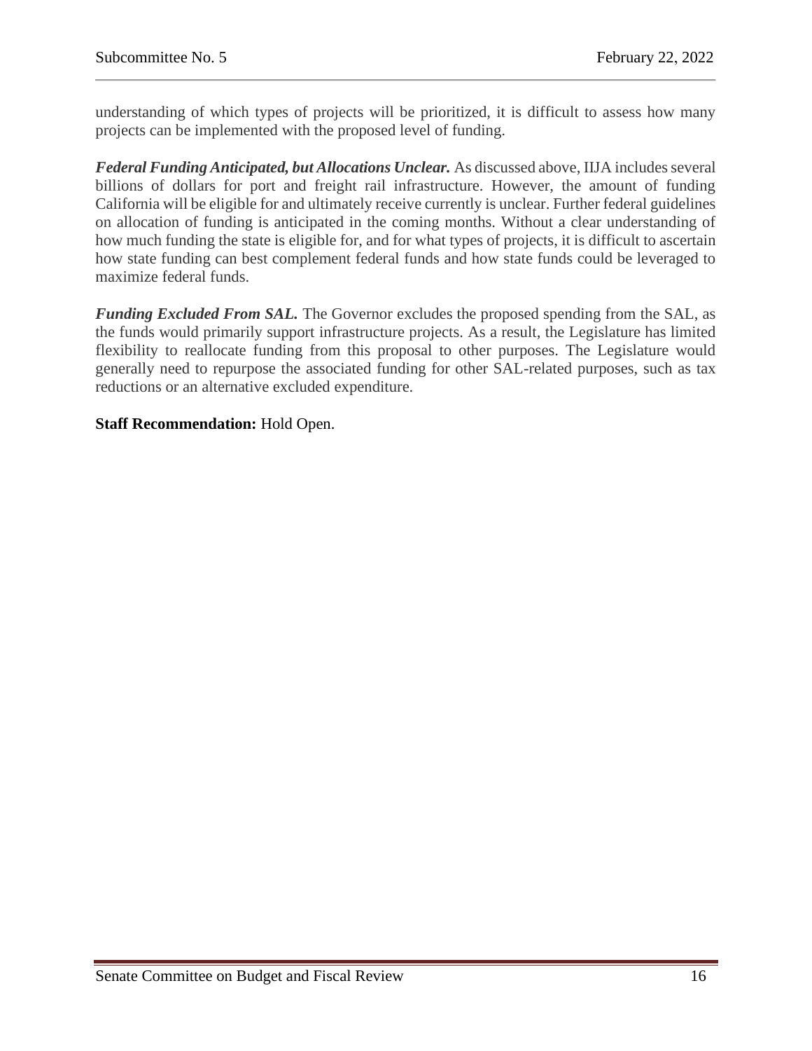understanding of which types of projects will be prioritized, it is difficult to assess how many projects can be implemented with the proposed level of funding.

***Federal Funding Anticipated, but Allocations Unclear.*** As discussed above, IIJA includes several billions of dollars for port and freight rail infrastructure. However, the amount of funding California will be eligible for and ultimately receive currently is unclear. Further federal guidelines on allocation of funding is anticipated in the coming months. Without a clear understanding of how much funding the state is eligible for, and for what types of projects, it is difficult to ascertain how state funding can best complement federal funds and how state funds could be leveraged to maximize federal funds.

***Funding Excluded From SAL.*** The Governor excludes the proposed spending from the SAL, as the funds would primarily support infrastructure projects. As a result, the Legislature has limited flexibility to reallocate funding from this proposal to other purposes. The Legislature would generally need to repurpose the associated funding for other SAL-related purposes, such as tax reductions or an alternative excluded expenditure.

**Staff Recommendation:** Hold Open.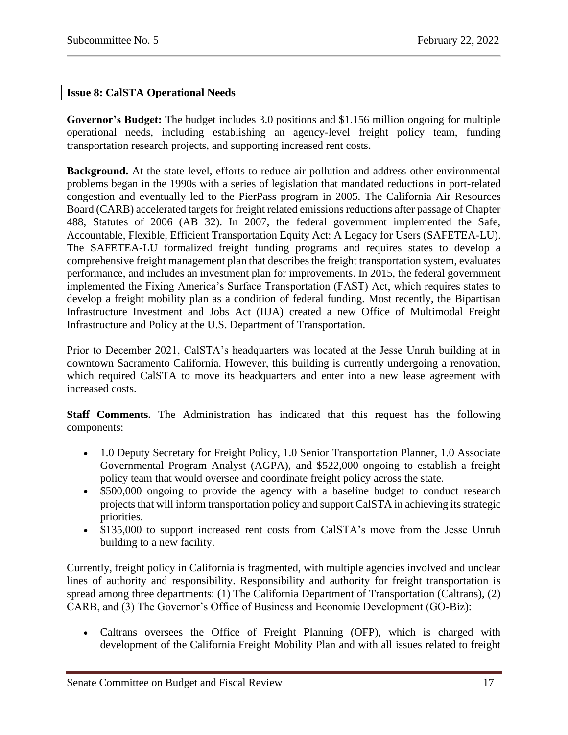## Issue 8: CalSTA Operational Needs

**Governor's Budget:** The budget includes 3.0 positions and $1.156 million ongoing for multiple operational needs, including establishing an agency-level freight policy team, funding transportation research projects, and supporting increased rent costs.

**Background.** At the state level, efforts to reduce air pollution and address other environmental problems began in the 1990s with a series of legislation that mandated reductions in port-related congestion and eventually led to the PierPass program in 2005. The California Air Resources Board (CARB) accelerated targets for freight related emissions reductions after passage of Chapter 488, Statutes of 2006 (AB 32). In 2007, the federal government implemented the Safe, Accountable, Flexible, Efficient Transportation Equity Act: A Legacy for Users (SAFETEA-LU). The SAFETEA-LU formalized freight funding programs and requires states to develop a comprehensive freight management plan that describes the freight transportation system, evaluates performance, and includes an investment plan for improvements. In 2015, the federal government implemented the Fixing America's Surface Transportation (FAST) Act, which requires states to develop a freight mobility plan as a condition of federal funding. Most recently, the Bipartisan Infrastructure Investment and Jobs Act (IIJA) created a new Office of Multimodal Freight Infrastructure and Policy at the U.S. Department of Transportation.

Prior to December 2021, CalSTA's headquarters was located at the Jesse Unruh building at in downtown Sacramento California. However, this building is currently undergoing a renovation, which required CalSTA to move its headquarters and enter into a new lease agreement with increased costs.

**Staff Comments.** The Administration has indicated that this request has the following components:

- 1.0 Deputy Secretary for Freight Policy, 1.0 Senior Transportation Planner, 1.0 Associate Governmental Program Analyst (AGPA), and $522,000 ongoing to establish a freight policy team that would oversee and coordinate freight policy across the state.
- $500,000 ongoing to provide the agency with a baseline budget to conduct research projects that will inform transportation policy and support CalSTA in achieving its strategic priorities.
- $135,000 to support increased rent costs from CalSTA's move from the Jesse Unruh building to a new facility.

Currently, freight policy in California is fragmented, with multiple agencies involved and unclear lines of authority and responsibility. Responsibility and authority for freight transportation is spread among three departments: (1) The California Department of Transportation (Caltrans), (2) CARB, and (3) The Governor's Office of Business and Economic Development (GO-Biz):

- Caltrans oversees the Office of Freight Planning (OFP), which is charged with development of the California Freight Mobility Plan and with all issues related to freight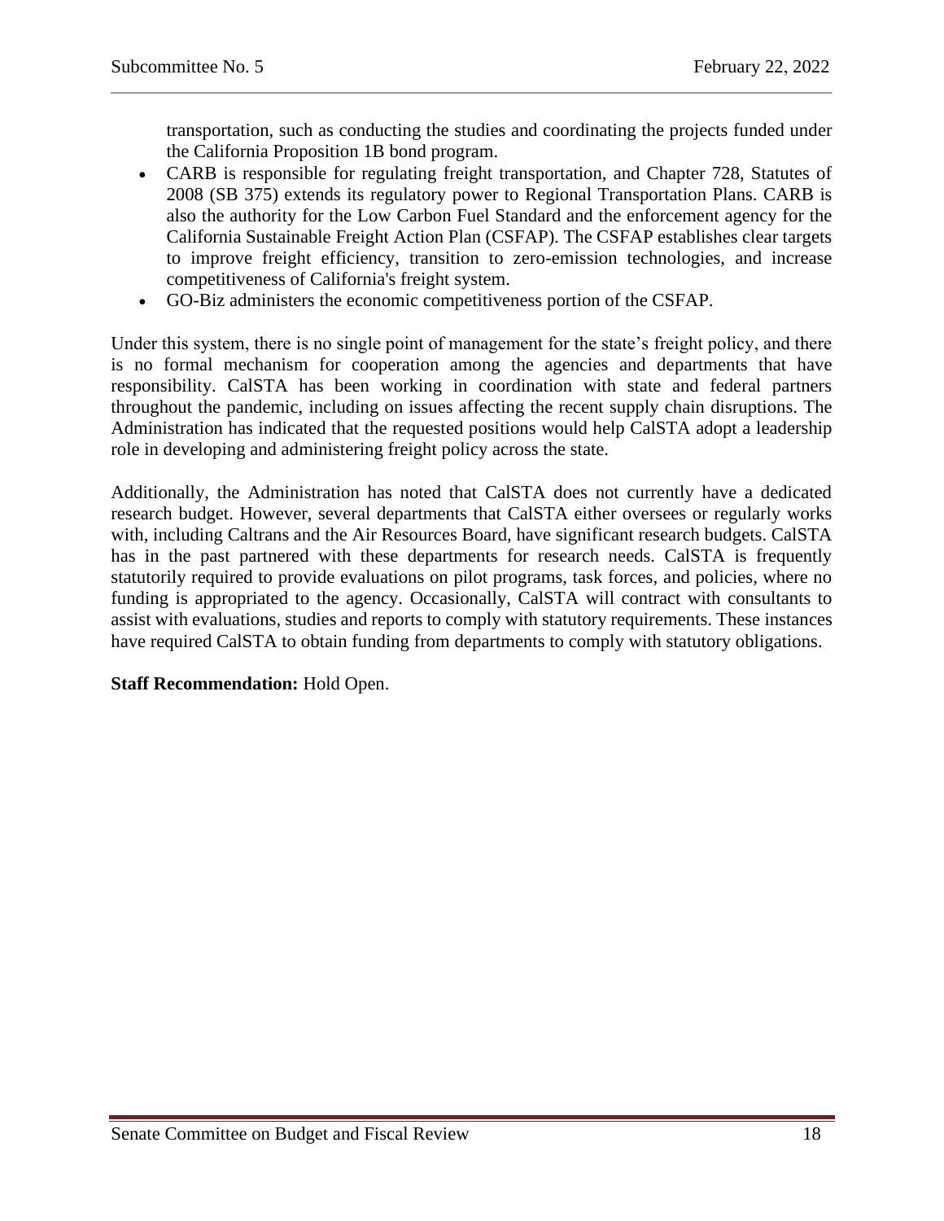transportation, such as conducting the studies and coordinating the projects funded under the California Proposition 1B bond program.

- CARB is responsible for regulating freight transportation, and Chapter 728, Statutes of 2008 (SB 375) extends its regulatory power to Regional Transportation Plans. CARB is also the authority for the Low Carbon Fuel Standard and the enforcement agency for the California Sustainable Freight Action Plan (CSFAP). The CSFAP establishes clear targets to improve freight efficiency, transition to zero-emission technologies, and increase competitiveness of California's freight system.
- GO-Biz administers the economic competitiveness portion of the CSFAP.

Under this system, there is no single point of management for the state's freight policy, and there is no formal mechanism for cooperation among the agencies and departments that have responsibility. CalSTA has been working in coordination with state and federal partners throughout the pandemic, including on issues affecting the recent supply chain disruptions. The Administration has indicated that the requested positions would help CalSTA adopt a leadership role in developing and administering freight policy across the state.

Additionally, the Administration has noted that CalSTA does not currently have a dedicated research budget. However, several departments that CalSTA either oversees or regularly works with, including Caltrans and the Air Resources Board, have significant research budgets. CalSTA has in the past partnered with these departments for research needs. CalSTA is frequently statutorily required to provide evaluations on pilot programs, task forces, and policies, where no funding is appropriated to the agency. Occasionally, CalSTA will contract with consultants to assist with evaluations, studies and reports to comply with statutory requirements. These instances have required CalSTA to obtain funding from departments to comply with statutory obligations.

**Staff Recommendation:** Hold Open.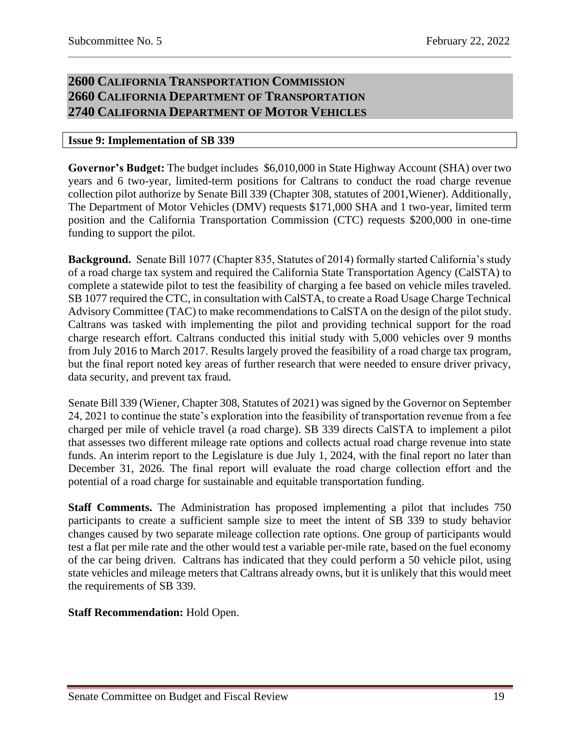## 2600 California Transportation Commission
## 2660 California Department of Transportation
## 2740 California Department of Motor Vehicles

### Issue 9: Implementation of SB 339

**Governor's Budget:** The budget includes $6,010,000 in State Highway Account (SHA) over two years and 6 two-year, limited-term positions for Caltrans to conduct the road charge revenue collection pilot authorize by Senate Bill 339 (Chapter 308, statutes of 2001,Wiener). Additionally, The Department of Motor Vehicles (DMV) requests $171,000 SHA and 1 two-year, limited term position and the California Transportation Commission (CTC) requests $200,000 in one-time funding to support the pilot.

**Background.** Senate Bill 1077 (Chapter 835, Statutes of 2014) formally started California's study of a road charge tax system and required the California State Transportation Agency (CalSTA) to complete a statewide pilot to test the feasibility of charging a fee based on vehicle miles traveled. SB 1077 required the CTC, in consultation with CalSTA, to create a Road Usage Charge Technical Advisory Committee (TAC) to make recommendations to CalSTA on the design of the pilot study. Caltrans was tasked with implementing the pilot and providing technical support for the road charge research effort. Caltrans conducted this initial study with 5,000 vehicles over 9 months from July 2016 to March 2017. Results largely proved the feasibility of a road charge tax program, but the final report noted key areas of further research that were needed to ensure driver privacy, data security, and prevent tax fraud.

Senate Bill 339 (Wiener, Chapter 308, Statutes of 2021) was signed by the Governor on September 24, 2021 to continue the state's exploration into the feasibility of transportation revenue from a fee charged per mile of vehicle travel (a road charge). SB 339 directs CalSTA to implement a pilot that assesses two different mileage rate options and collects actual road charge revenue into state funds. An interim report to the Legislature is due July 1, 2024, with the final report no later than December 31, 2026. The final report will evaluate the road charge collection effort and the potential of a road charge for sustainable and equitable transportation funding.

**Staff Comments.** The Administration has proposed implementing a pilot that includes 750 participants to create a sufficient sample size to meet the intent of SB 339 to study behavior changes caused by two separate mileage collection rate options. One group of participants would test a flat per mile rate and the other would test a variable per-mile rate, based on the fuel economy of the car being driven. Caltrans has indicated that they could perform a 50 vehicle pilot, using state vehicles and mileage meters that Caltrans already owns, but it is unlikely that this would meet the requirements of SB 339.

**Staff Recommendation:** Hold Open.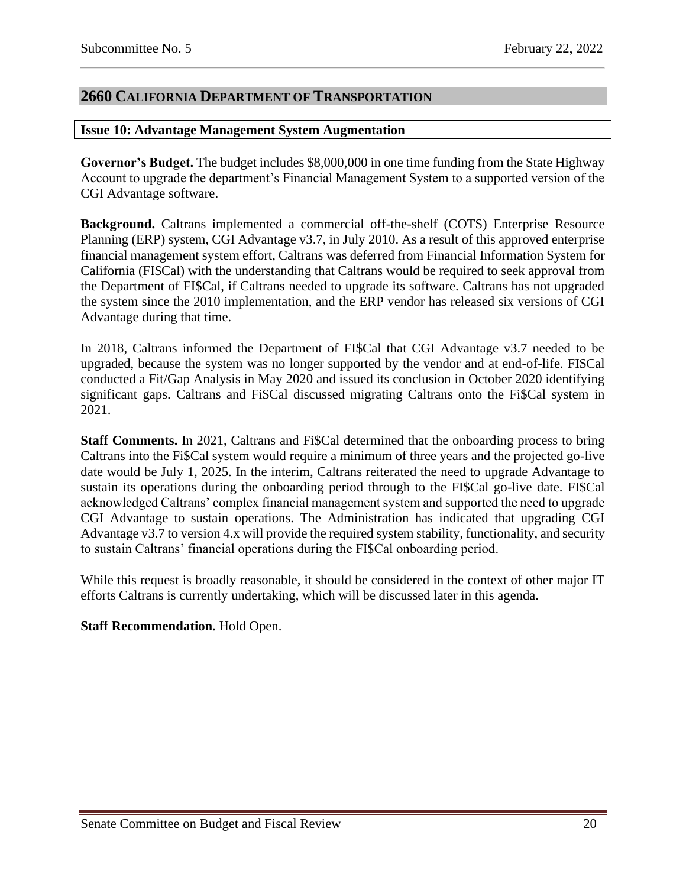## 2660 California Department of Transportation

### Issue 10: Advantage Management System Augmentation

**Governor's Budget.** The budget includes $8,000,000 in one time funding from the State Highway Account to upgrade the department's Financial Management System to a supported version of the CGI Advantage software.

**Background.** Caltrans implemented a commercial off-the-shelf (COTS) Enterprise Resource Planning (ERP) system, CGI Advantage v3.7, in July 2010. As a result of this approved enterprise financial management system effort, Caltrans was deferred from Financial Information System for California (FI$Cal) with the understanding that Caltrans would be required to seek approval from the Department of FI$Cal, if Caltrans needed to upgrade its software. Caltrans has not upgraded the system since the 2010 implementation, and the ERP vendor has released six versions of CGI Advantage during that time.

In 2018, Caltrans informed the Department of FI$Cal that CGI Advantage v3.7 needed to be upgraded, because the system was no longer supported by the vendor and at end-of-life. FI$Cal conducted a Fit/Gap Analysis in May 2020 and issued its conclusion in October 2020 identifying significant gaps. Caltrans and Fi$Cal discussed migrating Caltrans onto the Fi$Cal system in 2021.

**Staff Comments.** In 2021, Caltrans and Fi$Cal determined that the onboarding process to bring Caltrans into the Fi$Cal system would require a minimum of three years and the projected go-live date would be July 1, 2025. In the interim, Caltrans reiterated the need to upgrade Advantage to sustain its operations during the onboarding period through to the FI$Cal go-live date. FI$Cal acknowledged Caltrans' complex financial management system and supported the need to upgrade CGI Advantage to sustain operations. The Administration has indicated that upgrading CGI Advantage v3.7 to version 4.x will provide the required system stability, functionality, and security to sustain Caltrans' financial operations during the FI$Cal onboarding period.

While this request is broadly reasonable, it should be considered in the context of other major IT efforts Caltrans is currently undertaking, which will be discussed later in this agenda.

**Staff Recommendation.** Hold Open.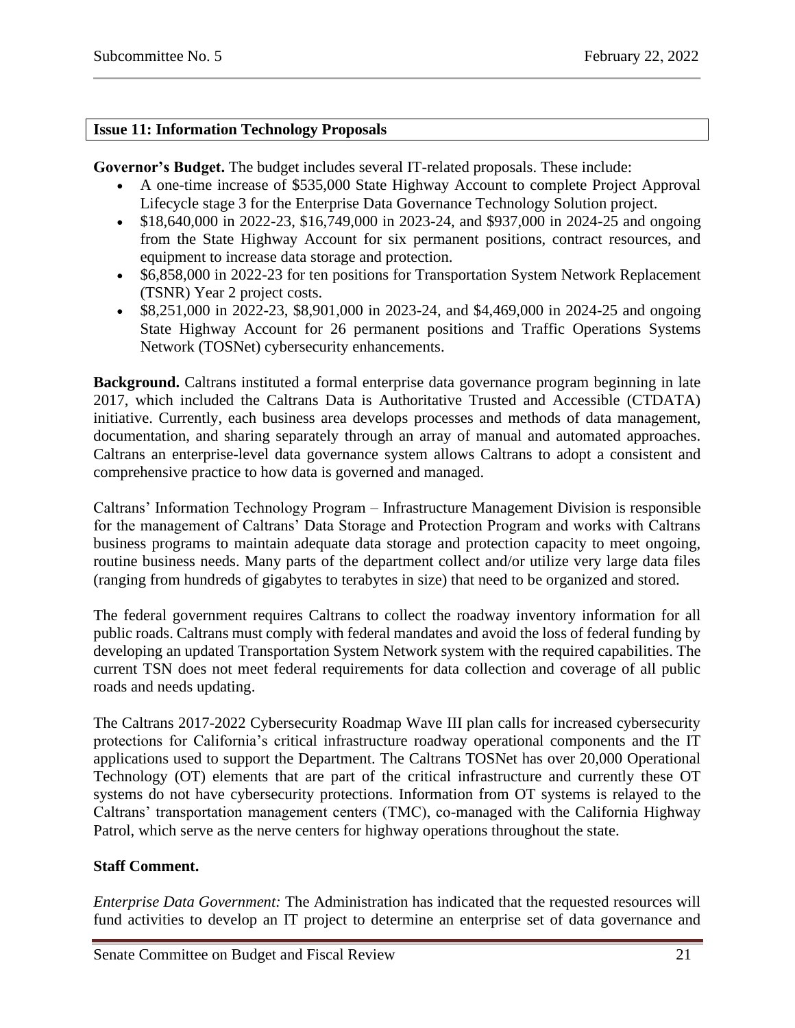**Issue 11: Information Technology Proposals**

**Governor's Budget.** The budget includes several IT-related proposals. These include:

- A one-time increase of $535,000 State Highway Account to complete Project Approval Lifecycle stage 3 for the Enterprise Data Governance Technology Solution project.
- $18,640,000 in 2022-23, $16,749,000 in 2023-24, and $937,000 in 2024-25 and ongoing from the State Highway Account for six permanent positions, contract resources, and equipment to increase data storage and protection.
- $6,858,000 in 2022-23 for ten positions for Transportation System Network Replacement (TSNR) Year 2 project costs.
- $8,251,000 in 2022-23, $8,901,000 in 2023-24, and $4,469,000 in 2024-25 and ongoing State Highway Account for 26 permanent positions and Traffic Operations Systems Network (TOSNet) cybersecurity enhancements.

**Background.** Caltrans instituted a formal enterprise data governance program beginning in late 2017, which included the Caltrans Data is Authoritative Trusted and Accessible (CTDATA) initiative. Currently, each business area develops processes and methods of data management, documentation, and sharing separately through an array of manual and automated approaches. Caltrans an enterprise-level data governance system allows Caltrans to adopt a consistent and comprehensive practice to how data is governed and managed.

Caltrans' Information Technology Program – Infrastructure Management Division is responsible for the management of Caltrans' Data Storage and Protection Program and works with Caltrans business programs to maintain adequate data storage and protection capacity to meet ongoing, routine business needs. Many parts of the department collect and/or utilize very large data files (ranging from hundreds of gigabytes to terabytes in size) that need to be organized and stored.

The federal government requires Caltrans to collect the roadway inventory information for all public roads. Caltrans must comply with federal mandates and avoid the loss of federal funding by developing an updated Transportation System Network system with the required capabilities. The current TSN does not meet federal requirements for data collection and coverage of all public roads and needs updating.

The Caltrans 2017-2022 Cybersecurity Roadmap Wave III plan calls for increased cybersecurity protections for California's critical infrastructure roadway operational components and the IT applications used to support the Department. The Caltrans TOSNet has over 20,000 Operational Technology (OT) elements that are part of the critical infrastructure and currently these OT systems do not have cybersecurity protections. Information from OT systems is relayed to the Caltrans' transportation management centers (TMC), co-managed with the California Highway Patrol, which serve as the nerve centers for highway operations throughout the state.

**Staff Comment.**

*Enterprise Data Government:* The Administration has indicated that the requested resources will fund activities to develop an IT project to determine an enterprise set of data governance and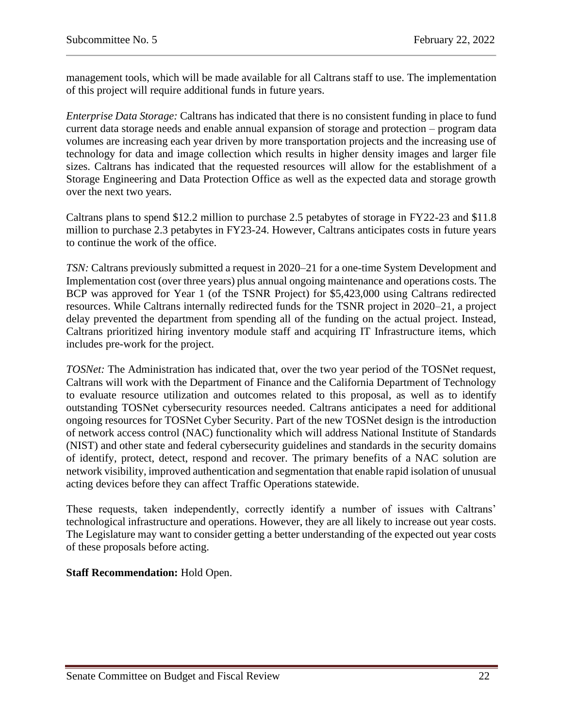management tools, which will be made available for all Caltrans staff to use. The implementation of this project will require additional funds in future years.

*Enterprise Data Storage:* Caltrans has indicated that there is no consistent funding in place to fund current data storage needs and enable annual expansion of storage and protection – program data volumes are increasing each year driven by more transportation projects and the increasing use of technology for data and image collection which results in higher density images and larger file sizes. Caltrans has indicated that the requested resources will allow for the establishment of a Storage Engineering and Data Protection Office as well as the expected data and storage growth over the next two years.

Caltrans plans to spend $12.2 million to purchase 2.5 petabytes of storage in FY22-23 and $11.8 million to purchase 2.3 petabytes in FY23-24. However, Caltrans anticipates costs in future years to continue the work of the office.

*TSN:* Caltrans previously submitted a request in 2020–21 for a one-time System Development and Implementation cost (over three years) plus annual ongoing maintenance and operations costs. The BCP was approved for Year 1 (of the TSNR Project) for $5,423,000 using Caltrans redirected resources. While Caltrans internally redirected funds for the TSNR project in 2020–21, a project delay prevented the department from spending all of the funding on the actual project. Instead, Caltrans prioritized hiring inventory module staff and acquiring IT Infrastructure items, which includes pre-work for the project.

*TOSNet:* The Administration has indicated that, over the two year period of the TOSNet request, Caltrans will work with the Department of Finance and the California Department of Technology to evaluate resource utilization and outcomes related to this proposal, as well as to identify outstanding TOSNet cybersecurity resources needed. Caltrans anticipates a need for additional ongoing resources for TOSNet Cyber Security. Part of the new TOSNet design is the introduction of network access control (NAC) functionality which will address National Institute of Standards (NIST) and other state and federal cybersecurity guidelines and standards in the security domains of identify, protect, detect, respond and recover. The primary benefits of a NAC solution are network visibility, improved authentication and segmentation that enable rapid isolation of unusual acting devices before they can affect Traffic Operations statewide.

These requests, taken independently, correctly identify a number of issues with Caltrans' technological infrastructure and operations. However, they are all likely to increase out year costs. The Legislature may want to consider getting a better understanding of the expected out year costs of these proposals before acting.

**Staff Recommendation:** Hold Open.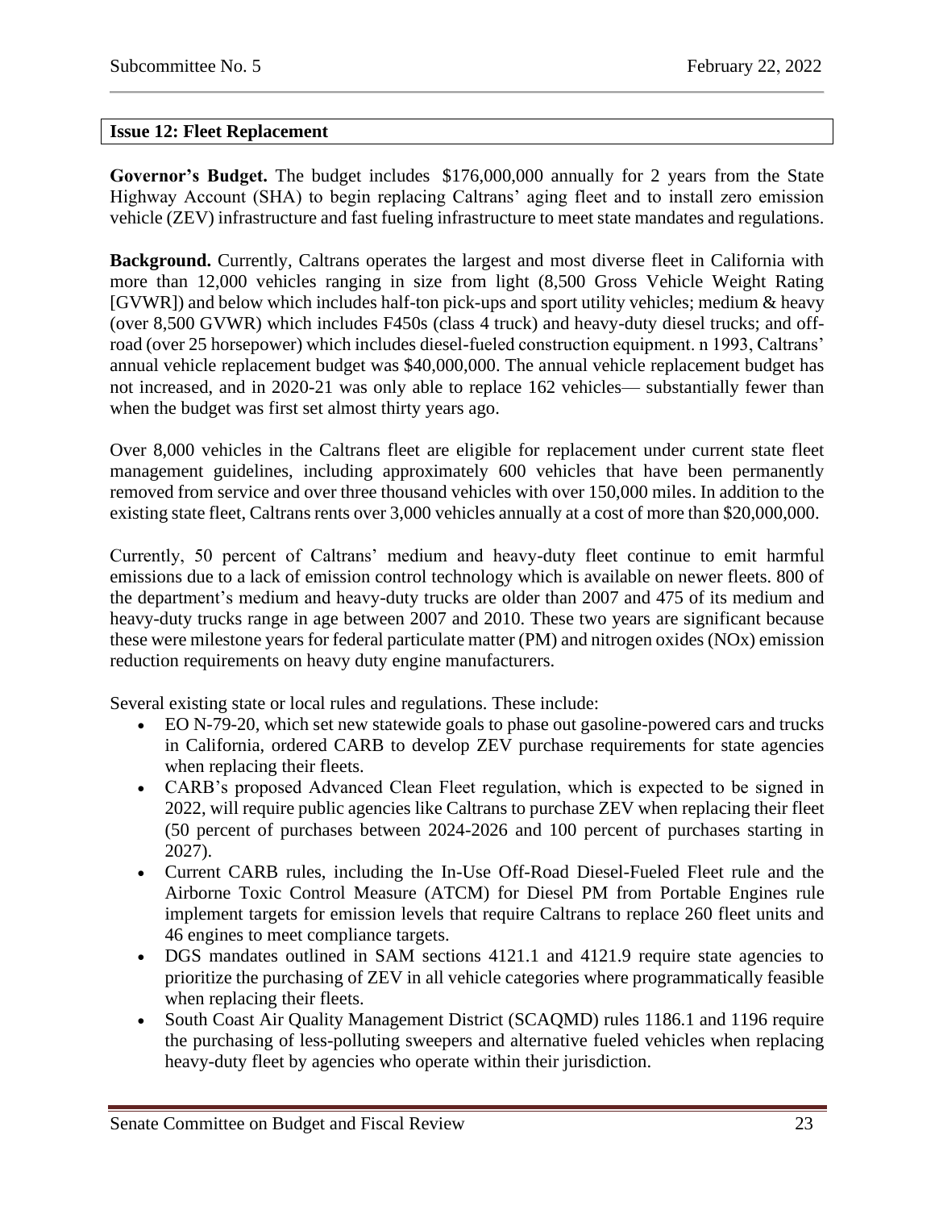## Issue 12: Fleet Replacement

**Governor's Budget.** The budget includes $176,000,000 annually for 2 years from the State Highway Account (SHA) to begin replacing Caltrans' aging fleet and to install zero emission vehicle (ZEV) infrastructure and fast fueling infrastructure to meet state mandates and regulations.

**Background.** Currently, Caltrans operates the largest and most diverse fleet in California with more than 12,000 vehicles ranging in size from light (8,500 Gross Vehicle Weight Rating [GVWR]) and below which includes half-ton pick-ups and sport utility vehicles; medium & heavy (over 8,500 GVWR) which includes F450s (class 4 truck) and heavy-duty diesel trucks; and off-road (over 25 horsepower) which includes diesel-fueled construction equipment. n 1993, Caltrans' annual vehicle replacement budget was $40,000,000. The annual vehicle replacement budget has not increased, and in 2020-21 was only able to replace 162 vehicles— substantially fewer than when the budget was first set almost thirty years ago.

Over 8,000 vehicles in the Caltrans fleet are eligible for replacement under current state fleet management guidelines, including approximately 600 vehicles that have been permanently removed from service and over three thousand vehicles with over 150,000 miles. In addition to the existing state fleet, Caltrans rents over 3,000 vehicles annually at a cost of more than $20,000,000.

Currently, 50 percent of Caltrans' medium and heavy-duty fleet continue to emit harmful emissions due to a lack of emission control technology which is available on newer fleets. 800 of the department's medium and heavy-duty trucks are older than 2007 and 475 of its medium and heavy-duty trucks range in age between 2007 and 2010. These two years are significant because these were milestone years for federal particulate matter (PM) and nitrogen oxides (NOx) emission reduction requirements on heavy duty engine manufacturers.

Several existing state or local rules and regulations. These include:

- EO N-79-20, which set new statewide goals to phase out gasoline-powered cars and trucks in California, ordered CARB to develop ZEV purchase requirements for state agencies when replacing their fleets.
- CARB's proposed Advanced Clean Fleet regulation, which is expected to be signed in 2022, will require public agencies like Caltrans to purchase ZEV when replacing their fleet (50 percent of purchases between 2024-2026 and 100 percent of purchases starting in 2027).
- Current CARB rules, including the In-Use Off-Road Diesel-Fueled Fleet rule and the Airborne Toxic Control Measure (ATCM) for Diesel PM from Portable Engines rule implement targets for emission levels that require Caltrans to replace 260 fleet units and 46 engines to meet compliance targets.
- DGS mandates outlined in SAM sections 4121.1 and 4121.9 require state agencies to prioritize the purchasing of ZEV in all vehicle categories where programmatically feasible when replacing their fleets.
- South Coast Air Quality Management District (SCAQMD) rules 1186.1 and 1196 require the purchasing of less-polluting sweepers and alternative fueled vehicles when replacing heavy-duty fleet by agencies who operate within their jurisdiction.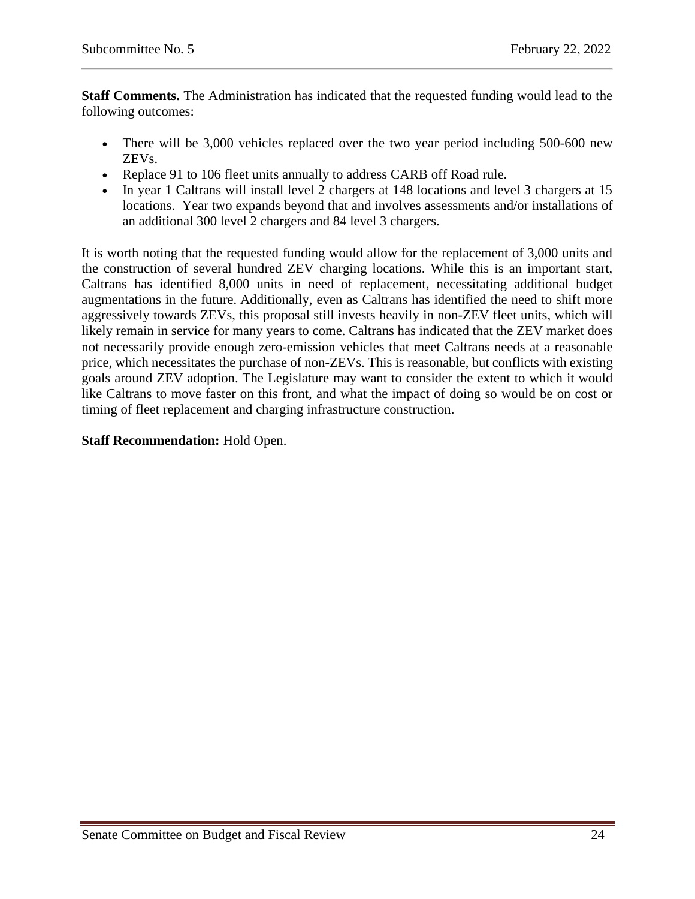**Staff Comments.** The Administration has indicated that the requested funding would lead to the following outcomes:

- There will be 3,000 vehicles replaced over the two year period including 500-600 new ZEVs.
- Replace 91 to 106 fleet units annually to address CARB off Road rule.
- In year 1 Caltrans will install level 2 chargers at 148 locations and level 3 chargers at 15 locations. Year two expands beyond that and involves assessments and/or installations of an additional 300 level 2 chargers and 84 level 3 chargers.

It is worth noting that the requested funding would allow for the replacement of 3,000 units and the construction of several hundred ZEV charging locations. While this is an important start, Caltrans has identified 8,000 units in need of replacement, necessitating additional budget augmentations in the future. Additionally, even as Caltrans has identified the need to shift more aggressively towards ZEVs, this proposal still invests heavily in non-ZEV fleet units, which will likely remain in service for many years to come. Caltrans has indicated that the ZEV market does not necessarily provide enough zero-emission vehicles that meet Caltrans needs at a reasonable price, which necessitates the purchase of non-ZEVs. This is reasonable, but conflicts with existing goals around ZEV adoption. The Legislature may want to consider the extent to which it would like Caltrans to move faster on this front, and what the impact of doing so would be on cost or timing of fleet replacement and charging infrastructure construction.

**Staff Recommendation:** Hold Open.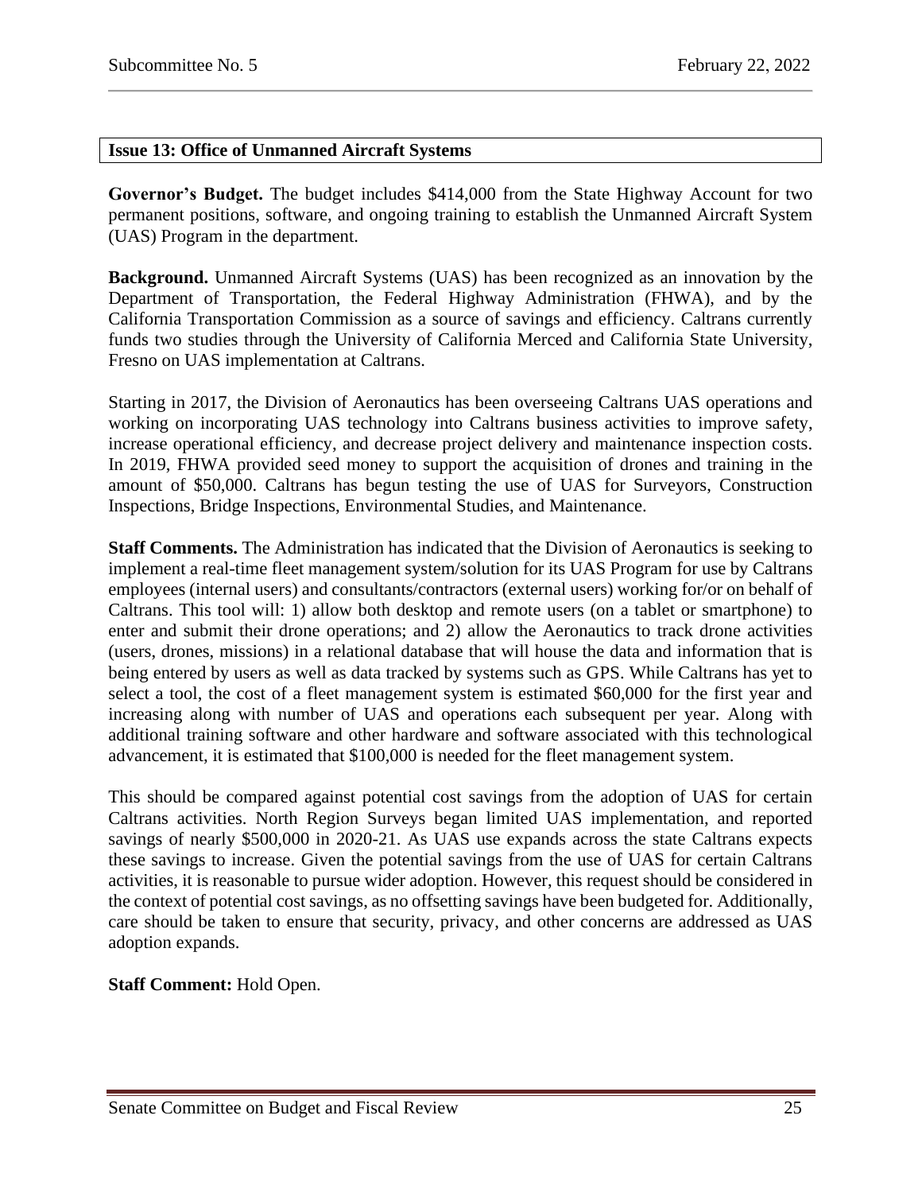### Issue 13: Office of Unmanned Aircraft Systems

**Governor's Budget.** The budget includes $414,000 from the State Highway Account for two permanent positions, software, and ongoing training to establish the Unmanned Aircraft System (UAS) Program in the department.

**Background.** Unmanned Aircraft Systems (UAS) has been recognized as an innovation by the Department of Transportation, the Federal Highway Administration (FHWA), and by the California Transportation Commission as a source of savings and efficiency. Caltrans currently funds two studies through the University of California Merced and California State University, Fresno on UAS implementation at Caltrans.

Starting in 2017, the Division of Aeronautics has been overseeing Caltrans UAS operations and working on incorporating UAS technology into Caltrans business activities to improve safety, increase operational efficiency, and decrease project delivery and maintenance inspection costs. In 2019, FHWA provided seed money to support the acquisition of drones and training in the amount of $50,000. Caltrans has begun testing the use of UAS for Surveyors, Construction Inspections, Bridge Inspections, Environmental Studies, and Maintenance.

**Staff Comments.** The Administration has indicated that the Division of Aeronautics is seeking to implement a real-time fleet management system/solution for its UAS Program for use by Caltrans employees (internal users) and consultants/contractors (external users) working for/or on behalf of Caltrans. This tool will: 1) allow both desktop and remote users (on a tablet or smartphone) to enter and submit their drone operations; and 2) allow the Aeronautics to track drone activities (users, drones, missions) in a relational database that will house the data and information that is being entered by users as well as data tracked by systems such as GPS. While Caltrans has yet to select a tool, the cost of a fleet management system is estimated $60,000 for the first year and increasing along with number of UAS and operations each subsequent per year. Along with additional training software and other hardware and software associated with this technological advancement, it is estimated that $100,000 is needed for the fleet management system.

This should be compared against potential cost savings from the adoption of UAS for certain Caltrans activities. North Region Surveys began limited UAS implementation, and reported savings of nearly $500,000 in 2020-21. As UAS use expands across the state Caltrans expects these savings to increase. Given the potential savings from the use of UAS for certain Caltrans activities, it is reasonable to pursue wider adoption. However, this request should be considered in the context of potential cost savings, as no offsetting savings have been budgeted for. Additionally, care should be taken to ensure that security, privacy, and other concerns are addressed as UAS adoption expands.

**Staff Comment:** Hold Open.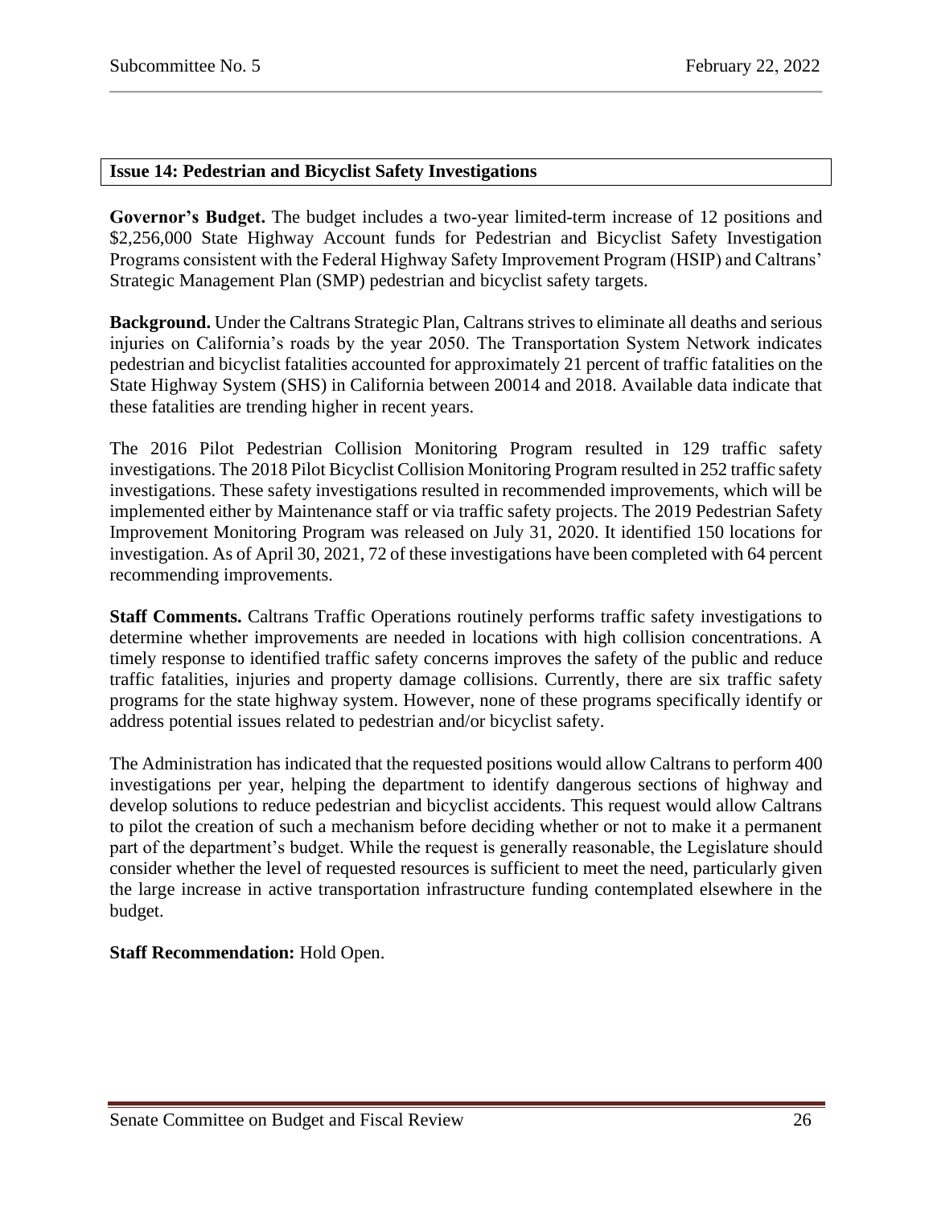## Issue 14: Pedestrian and Bicyclist Safety Investigations

**Governor's Budget.** The budget includes a two-year limited-term increase of 12 positions and $2,256,000 State Highway Account funds for Pedestrian and Bicyclist Safety Investigation Programs consistent with the Federal Highway Safety Improvement Program (HSIP) and Caltrans' Strategic Management Plan (SMP) pedestrian and bicyclist safety targets.

**Background.** Under the Caltrans Strategic Plan, Caltrans strives to eliminate all deaths and serious injuries on California's roads by the year 2050. The Transportation System Network indicates pedestrian and bicyclist fatalities accounted for approximately 21 percent of traffic fatalities on the State Highway System (SHS) in California between 20014 and 2018. Available data indicate that these fatalities are trending higher in recent years.

The 2016 Pilot Pedestrian Collision Monitoring Program resulted in 129 traffic safety investigations. The 2018 Pilot Bicyclist Collision Monitoring Program resulted in 252 traffic safety investigations. These safety investigations resulted in recommended improvements, which will be implemented either by Maintenance staff or via traffic safety projects. The 2019 Pedestrian Safety Improvement Monitoring Program was released on July 31, 2020. It identified 150 locations for investigation. As of April 30, 2021, 72 of these investigations have been completed with 64 percent recommending improvements.

**Staff Comments.** Caltrans Traffic Operations routinely performs traffic safety investigations to determine whether improvements are needed in locations with high collision concentrations. A timely response to identified traffic safety concerns improves the safety of the public and reduce traffic fatalities, injuries and property damage collisions. Currently, there are six traffic safety programs for the state highway system. However, none of these programs specifically identify or address potential issues related to pedestrian and/or bicyclist safety.

The Administration has indicated that the requested positions would allow Caltrans to perform 400 investigations per year, helping the department to identify dangerous sections of highway and develop solutions to reduce pedestrian and bicyclist accidents. This request would allow Caltrans to pilot the creation of such a mechanism before deciding whether or not to make it a permanent part of the department's budget. While the request is generally reasonable, the Legislature should consider whether the level of requested resources is sufficient to meet the need, particularly given the large increase in active transportation infrastructure funding contemplated elsewhere in the budget.

**Staff Recommendation:** Hold Open.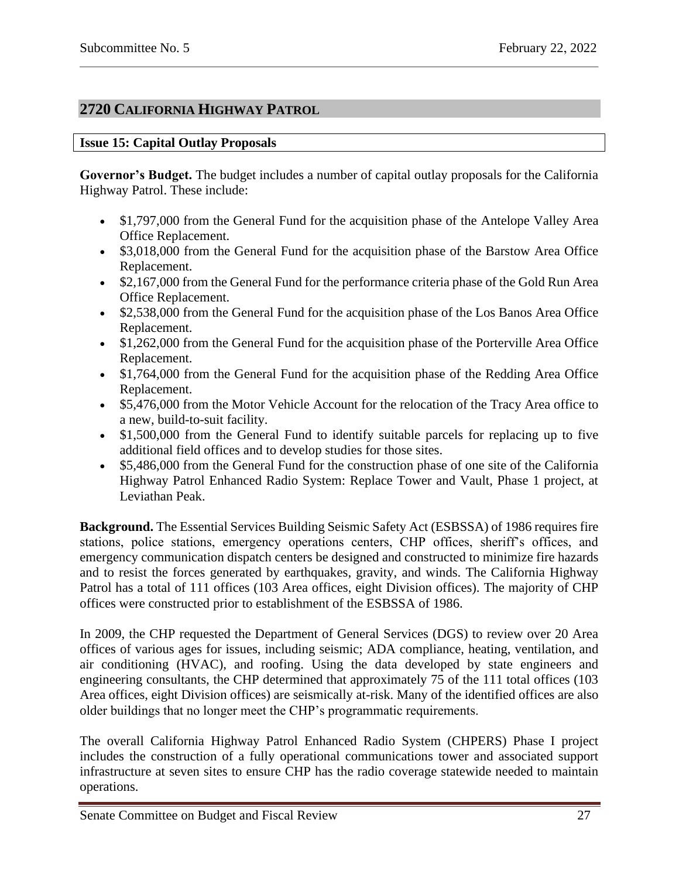## 2720 California Highway Patrol

### Issue 15: Capital Outlay Proposals

**Governor's Budget.** The budget includes a number of capital outlay proposals for the California Highway Patrol. These include:

- $1,797,000 from the General Fund for the acquisition phase of the Antelope Valley Area Office Replacement.
- $3,018,000 from the General Fund for the acquisition phase of the Barstow Area Office Replacement.
- $2,167,000 from the General Fund for the performance criteria phase of the Gold Run Area Office Replacement.
- $2,538,000 from the General Fund for the acquisition phase of the Los Banos Area Office Replacement.
- $1,262,000 from the General Fund for the acquisition phase of the Porterville Area Office Replacement.
- $1,764,000 from the General Fund for the acquisition phase of the Redding Area Office Replacement.
- $5,476,000 from the Motor Vehicle Account for the relocation of the Tracy Area office to a new, build-to-suit facility.
- $1,500,000 from the General Fund to identify suitable parcels for replacing up to five additional field offices and to develop studies for those sites.
- $5,486,000 from the General Fund for the construction phase of one site of the California Highway Patrol Enhanced Radio System: Replace Tower and Vault, Phase 1 project, at Leviathan Peak.

**Background.** The Essential Services Building Seismic Safety Act (ESBSSA) of 1986 requires fire stations, police stations, emergency operations centers, CHP offices, sheriff's offices, and emergency communication dispatch centers be designed and constructed to minimize fire hazards and to resist the forces generated by earthquakes, gravity, and winds. The California Highway Patrol has a total of 111 offices (103 Area offices, eight Division offices). The majority of CHP offices were constructed prior to establishment of the ESBSSA of 1986.

In 2009, the CHP requested the Department of General Services (DGS) to review over 20 Area offices of various ages for issues, including seismic; ADA compliance, heating, ventilation, and air conditioning (HVAC), and roofing. Using the data developed by state engineers and engineering consultants, the CHP determined that approximately 75 of the 111 total offices (103 Area offices, eight Division offices) are seismically at-risk. Many of the identified offices are also older buildings that no longer meet the CHP's programmatic requirements.

The overall California Highway Patrol Enhanced Radio System (CHPERS) Phase I project includes the construction of a fully operational communications tower and associated support infrastructure at seven sites to ensure CHP has the radio coverage statewide needed to maintain operations.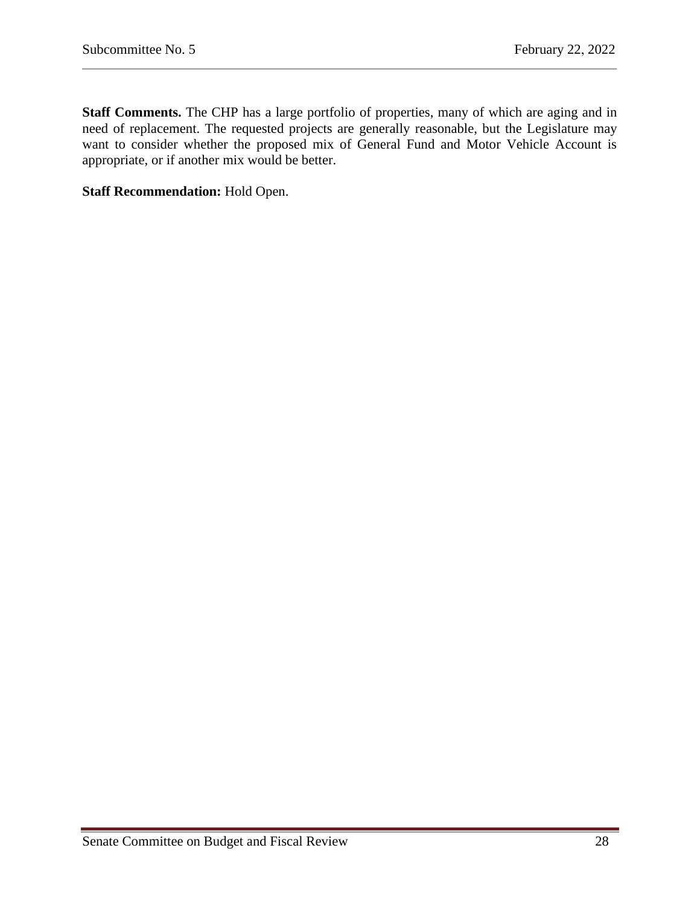**Staff Comments.** The CHP has a large portfolio of properties, many of which are aging and in need of replacement. The requested projects are generally reasonable, but the Legislature may want to consider whether the proposed mix of General Fund and Motor Vehicle Account is appropriate, or if another mix would be better.

**Staff Recommendation:** Hold Open.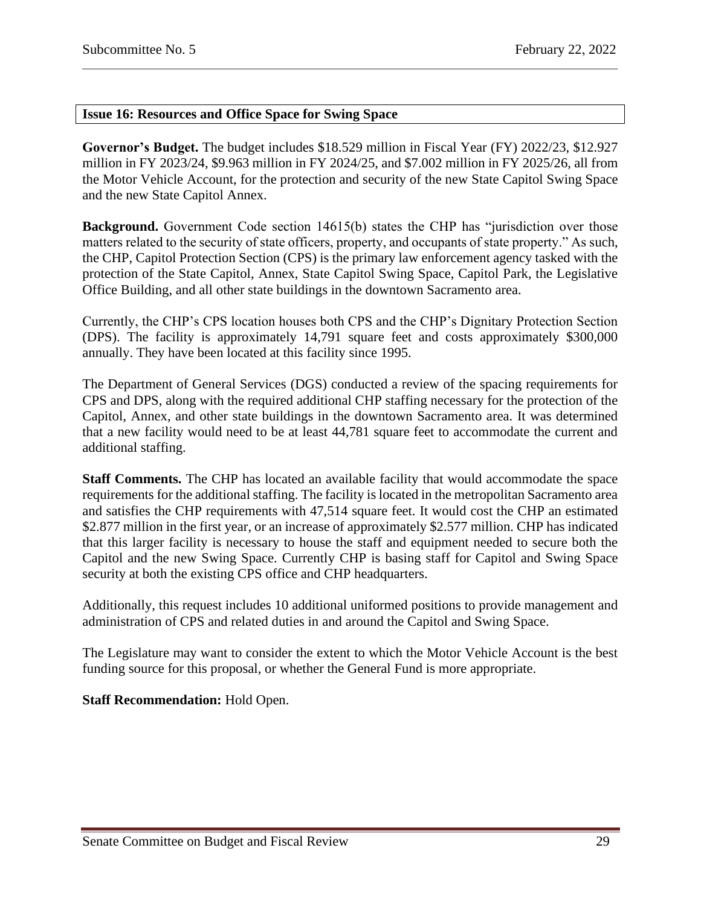## Issue 16: Resources and Office Space for Swing Space

**Governor's Budget.** The budget includes $18.529 million in Fiscal Year (FY) 2022/23, $12.927 million in FY 2023/24, $9.963 million in FY 2024/25, and $7.002 million in FY 2025/26, all from the Motor Vehicle Account, for the protection and security of the new State Capitol Swing Space and the new State Capitol Annex.

**Background.** Government Code section 14615(b) states the CHP has "jurisdiction over those matters related to the security of state officers, property, and occupants of state property." As such, the CHP, Capitol Protection Section (CPS) is the primary law enforcement agency tasked with the protection of the State Capitol, Annex, State Capitol Swing Space, Capitol Park, the Legislative Office Building, and all other state buildings in the downtown Sacramento area.

Currently, the CHP's CPS location houses both CPS and the CHP's Dignitary Protection Section (DPS). The facility is approximately 14,791 square feet and costs approximately $300,000 annually. They have been located at this facility since 1995.

The Department of General Services (DGS) conducted a review of the spacing requirements for CPS and DPS, along with the required additional CHP staffing necessary for the protection of the Capitol, Annex, and other state buildings in the downtown Sacramento area. It was determined that a new facility would need to be at least 44,781 square feet to accommodate the current and additional staffing.

**Staff Comments.** The CHP has located an available facility that would accommodate the space requirements for the additional staffing. The facility is located in the metropolitan Sacramento area and satisfies the CHP requirements with 47,514 square feet. It would cost the CHP an estimated $2.877 million in the first year, or an increase of approximately $2.577 million. CHP has indicated that this larger facility is necessary to house the staff and equipment needed to secure both the Capitol and the new Swing Space. Currently CHP is basing staff for Capitol and Swing Space security at both the existing CPS office and CHP headquarters.

Additionally, this request includes 10 additional uniformed positions to provide management and administration of CPS and related duties in and around the Capitol and Swing Space.

The Legislature may want to consider the extent to which the Motor Vehicle Account is the best funding source for this proposal, or whether the General Fund is more appropriate.

**Staff Recommendation:** Hold Open.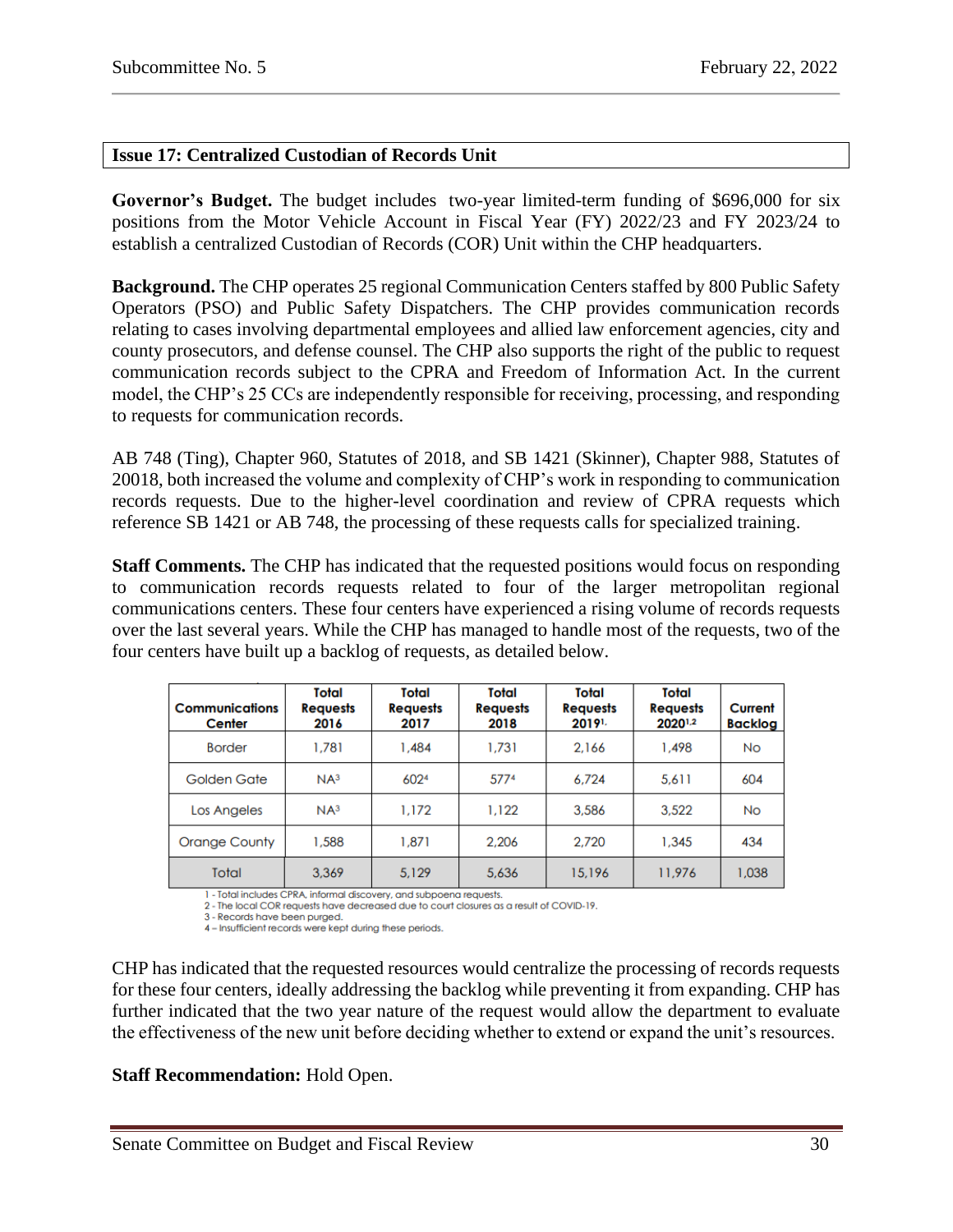## Issue 17: Centralized Custodian of Records Unit

**Governor's Budget.** The budget includes two-year limited-term funding of $696,000 for six positions from the Motor Vehicle Account in Fiscal Year (FY) 2022/23 and FY 2023/24 to establish a centralized Custodian of Records (COR) Unit within the CHP headquarters.

**Background.** The CHP operates 25 regional Communication Centers staffed by 800 Public Safety Operators (PSO) and Public Safety Dispatchers. The CHP provides communication records relating to cases involving departmental employees and allied law enforcement agencies, city and county prosecutors, and defense counsel. The CHP also supports the right of the public to request communication records subject to the CPRA and Freedom of Information Act. In the current model, the CHP's 25 CCs are independently responsible for receiving, processing, and responding to requests for communication records.

AB 748 (Ting), Chapter 960, Statutes of 2018, and SB 1421 (Skinner), Chapter 988, Statutes of 20018, both increased the volume and complexity of CHP's work in responding to communication records requests. Due to the higher-level coordination and review of CPRA requests which reference SB 1421 or AB 748, the processing of these requests calls for specialized training.

**Staff Comments.** The CHP has indicated that the requested positions would focus on responding to communication records requests related to four of the larger metropolitan regional communications centers. These four centers have experienced a rising volume of records requests over the last several years. While the CHP has managed to handle most of the requests, two of the four centers have built up a backlog of requests, as detailed below.

| Communications Center | Total Requests 2016 | Total Requests 2017 | Total Requests 2018 | Total Requests 2019[1] | Total Requests 2020[1,2] | Current Backlog |
|---|---|---|---|---|---|---|
| Border | 1,781 | 1,484 | 1,731 | 2,166 | 1,498 | No |
| Golden Gate | NA[3] | 602[4] | 577[4] | 6,724 | 5,611 | 604 |
| Los Angeles | NA[3] | 1,172 | 1,122 | 3,586 | 3,522 | No |
| Orange County | 1,588 | 1,871 | 2,206 | 2,720 | 1,345 | 434 |
| Total | 3,369 | 5,129 | 5,636 | 15,196 | 11,976 | 1,038 |

1 - Total includes CPRA, informal discovery, and subpoena requests.
2 - The local COR requests have decreased due to court closures as a result of COVID-19.
3 - Records have been purged.
4 – Insufficient records were kept during these periods.

CHP has indicated that the requested resources would centralize the processing of records requests for these four centers, ideally addressing the backlog while preventing it from expanding. CHP has further indicated that the two year nature of the request would allow the department to evaluate the effectiveness of the new unit before deciding whether to extend or expand the unit's resources.

**Staff Recommendation:** Hold Open.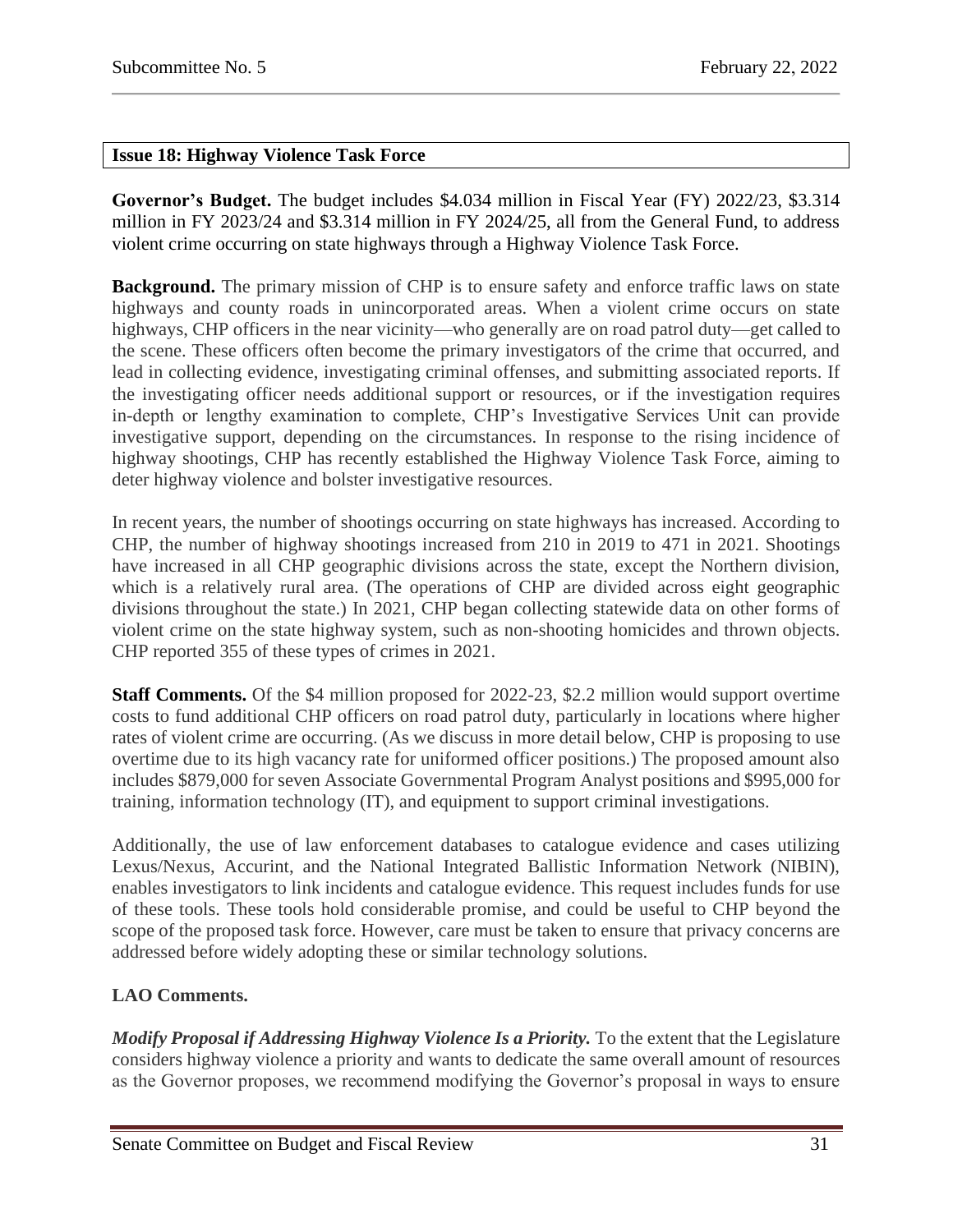## Issue 18: Highway Violence Task Force

**Governor's Budget.** The budget includes $4.034 million in Fiscal Year (FY) 2022/23, $3.314 million in FY 2023/24 and $3.314 million in FY 2024/25, all from the General Fund, to address violent crime occurring on state highways through a Highway Violence Task Force.

**Background.** The primary mission of CHP is to ensure safety and enforce traffic laws on state highways and county roads in unincorporated areas. When a violent crime occurs on state highways, CHP officers in the near vicinity—who generally are on road patrol duty—get called to the scene. These officers often become the primary investigators of the crime that occurred, and lead in collecting evidence, investigating criminal offenses, and submitting associated reports. If the investigating officer needs additional support or resources, or if the investigation requires in-depth or lengthy examination to complete, CHP's Investigative Services Unit can provide investigative support, depending on the circumstances. In response to the rising incidence of highway shootings, CHP has recently established the Highway Violence Task Force, aiming to deter highway violence and bolster investigative resources.

In recent years, the number of shootings occurring on state highways has increased. According to CHP, the number of highway shootings increased from 210 in 2019 to 471 in 2021. Shootings have increased in all CHP geographic divisions across the state, except the Northern division, which is a relatively rural area. (The operations of CHP are divided across eight geographic divisions throughout the state.) In 2021, CHP began collecting statewide data on other forms of violent crime on the state highway system, such as non-shooting homicides and thrown objects. CHP reported 355 of these types of crimes in 2021.

**Staff Comments.** Of the $4 million proposed for 2022-23, $2.2 million would support overtime costs to fund additional CHP officers on road patrol duty, particularly in locations where higher rates of violent crime are occurring. (As we discuss in more detail below, CHP is proposing to use overtime due to its high vacancy rate for uniformed officer positions.) The proposed amount also includes $879,000 for seven Associate Governmental Program Analyst positions and $995,000 for training, information technology (IT), and equipment to support criminal investigations.

Additionally, the use of law enforcement databases to catalogue evidence and cases utilizing Lexus/Nexus, Accurint, and the National Integrated Ballistic Information Network (NIBIN), enables investigators to link incidents and catalogue evidence. This request includes funds for use of these tools. These tools hold considerable promise, and could be useful to CHP beyond the scope of the proposed task force. However, care must be taken to ensure that privacy concerns are addressed before widely adopting these or similar technology solutions.

**LAO Comments.**

***Modify Proposal if Addressing Highway Violence Is a Priority.*** To the extent that the Legislature considers highway violence a priority and wants to dedicate the same overall amount of resources as the Governor proposes, we recommend modifying the Governor's proposal in ways to ensure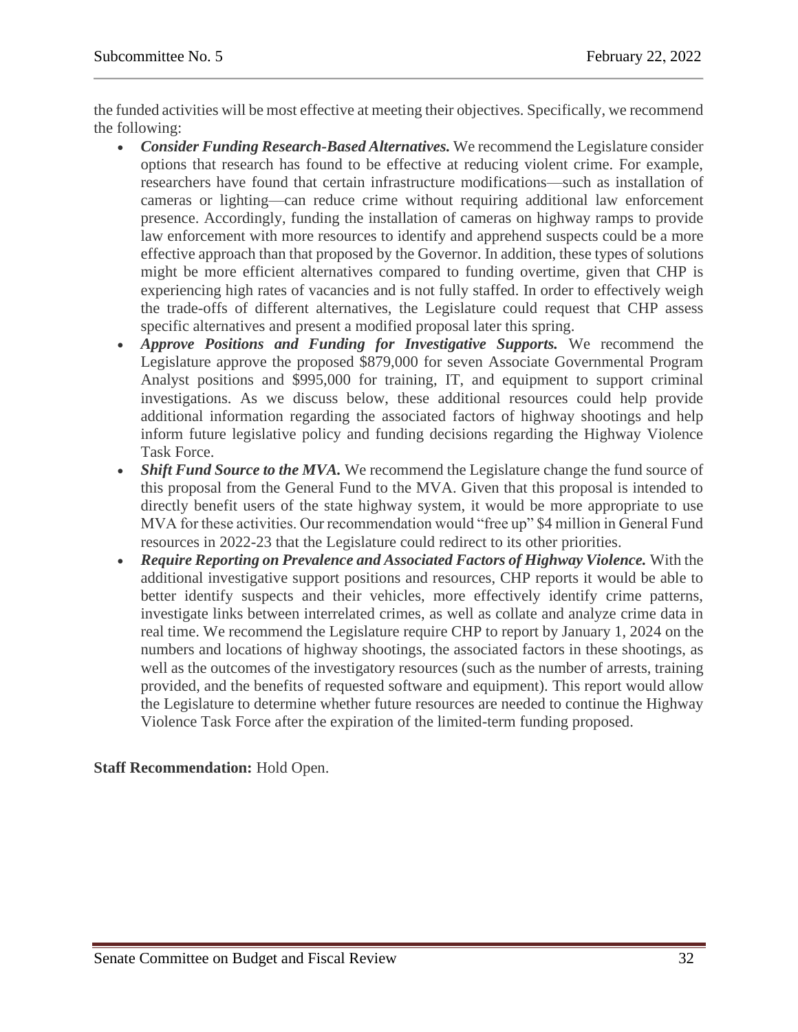the funded activities will be most effective at meeting their objectives. Specifically, we recommend the following:

- ***Consider Funding Research-Based Alternatives.*** We recommend the Legislature consider options that research has found to be effective at reducing violent crime. For example, researchers have found that certain infrastructure modifications—such as installation of cameras or lighting—can reduce crime without requiring additional law enforcement presence. Accordingly, funding the installation of cameras on highway ramps to provide law enforcement with more resources to identify and apprehend suspects could be a more effective approach than that proposed by the Governor. In addition, these types of solutions might be more efficient alternatives compared to funding overtime, given that CHP is experiencing high rates of vacancies and is not fully staffed. In order to effectively weigh the trade-offs of different alternatives, the Legislature could request that CHP assess specific alternatives and present a modified proposal later this spring.
- ***Approve Positions and Funding for Investigative Supports.*** We recommend the Legislature approve the proposed $879,000 for seven Associate Governmental Program Analyst positions and $995,000 for training, IT, and equipment to support criminal investigations. As we discuss below, these additional resources could help provide additional information regarding the associated factors of highway shootings and help inform future legislative policy and funding decisions regarding the Highway Violence Task Force.
- ***Shift Fund Source to the MVA.*** We recommend the Legislature change the fund source of this proposal from the General Fund to the MVA. Given that this proposal is intended to directly benefit users of the state highway system, it would be more appropriate to use MVA for these activities. Our recommendation would "free up" $4 million in General Fund resources in 2022-23 that the Legislature could redirect to its other priorities.
- ***Require Reporting on Prevalence and Associated Factors of Highway Violence.*** With the additional investigative support positions and resources, CHP reports it would be able to better identify suspects and their vehicles, more effectively identify crime patterns, investigate links between interrelated crimes, as well as collate and analyze crime data in real time. We recommend the Legislature require CHP to report by January 1, 2024 on the numbers and locations of highway shootings, the associated factors in these shootings, as well as the outcomes of the investigatory resources (such as the number of arrests, training provided, and the benefits of requested software and equipment). This report would allow the Legislature to determine whether future resources are needed to continue the Highway Violence Task Force after the expiration of the limited-term funding proposed.

**Staff Recommendation:** Hold Open.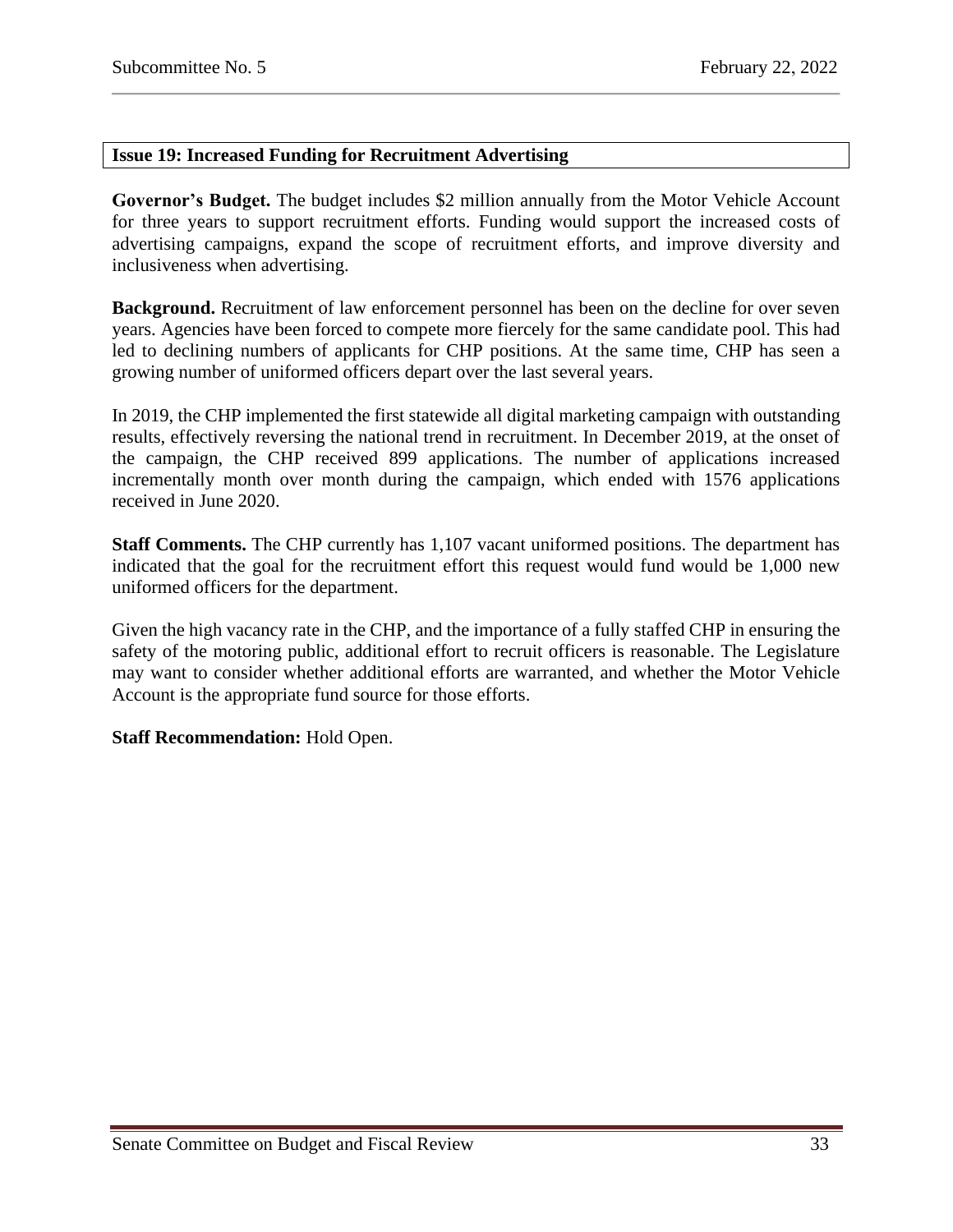### Issue 19: Increased Funding for Recruitment Advertising

**Governor's Budget.** The budget includes $2 million annually from the Motor Vehicle Account for three years to support recruitment efforts. Funding would support the increased costs of advertising campaigns, expand the scope of recruitment efforts, and improve diversity and inclusiveness when advertising.

**Background.** Recruitment of law enforcement personnel has been on the decline for over seven years. Agencies have been forced to compete more fiercely for the same candidate pool. This had led to declining numbers of applicants for CHP positions. At the same time, CHP has seen a growing number of uniformed officers depart over the last several years.

In 2019, the CHP implemented the first statewide all digital marketing campaign with outstanding results, effectively reversing the national trend in recruitment. In December 2019, at the onset of the campaign, the CHP received 899 applications. The number of applications increased incrementally month over month during the campaign, which ended with 1576 applications received in June 2020.

**Staff Comments.** The CHP currently has 1,107 vacant uniformed positions. The department has indicated that the goal for the recruitment effort this request would fund would be 1,000 new uniformed officers for the department.

Given the high vacancy rate in the CHP, and the importance of a fully staffed CHP in ensuring the safety of the motoring public, additional effort to recruit officers is reasonable. The Legislature may want to consider whether additional efforts are warranted, and whether the Motor Vehicle Account is the appropriate fund source for those efforts.

**Staff Recommendation:** Hold Open.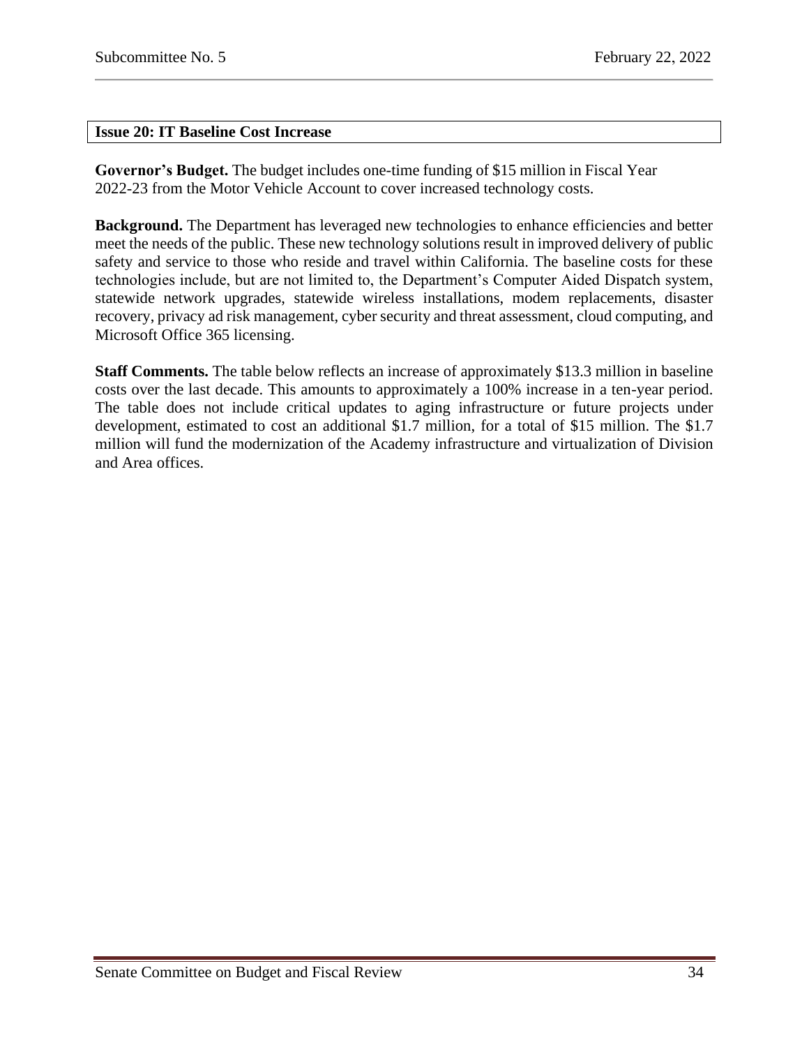## Issue 20: IT Baseline Cost Increase

**Governor's Budget.** The budget includes one-time funding of $15 million in Fiscal Year 2022-23 from the Motor Vehicle Account to cover increased technology costs.

**Background.** The Department has leveraged new technologies to enhance efficiencies and better meet the needs of the public. These new technology solutions result in improved delivery of public safety and service to those who reside and travel within California. The baseline costs for these technologies include, but are not limited to, the Department's Computer Aided Dispatch system, statewide network upgrades, statewide wireless installations, modem replacements, disaster recovery, privacy ad risk management, cyber security and threat assessment, cloud computing, and Microsoft Office 365 licensing.

**Staff Comments.** The table below reflects an increase of approximately $13.3 million in baseline costs over the last decade. This amounts to approximately a 100% increase in a ten-year period. The table does not include critical updates to aging infrastructure or future projects under development, estimated to cost an additional $1.7 million, for a total of $15 million. The $1.7 million will fund the modernization of the Academy infrastructure and virtualization of Division and Area offices.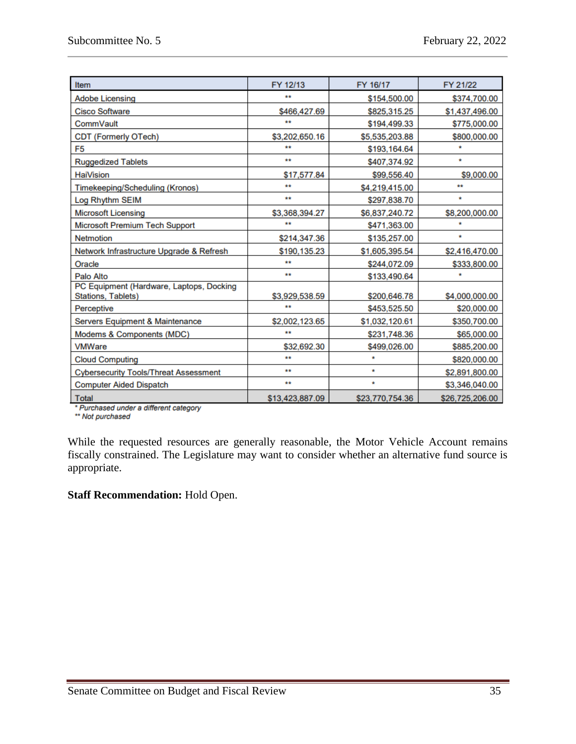| Item | FY 12/13 | FY 16/17 | FY 21/22 |
|---|---|---|---|
| Adobe Licensing | ** | $154,500.00 | $374,700.00 |
| Cisco Software | $466,427.69 | $825,315.25 | $1,437,496.00 |
| CommVault | ** | $194,499.33 | $775,000.00 |
| CDT (Formerly OTech) | $3,202,650.16 | $5,535,203.88 | $800,000.00 |
| F5 | ** | $193,164.64 | * |
| Ruggedized Tablets | ** | $407,374.92 | * |
| HaiVision | $17,577.84 | $99,556.40 | $9,000.00 |
| Timekeeping/Scheduling (Kronos) | ** | $4,219,415.00 | ** |
| Log Rhythm SEIM | ** | $297,838.70 | * |
| Microsoft Licensing | $3,368,394.27 | $6,837,240.72 | $8,200,000.00 |
| Microsoft Premium Tech Support | ** | $471,363.00 | * |
| Netmotion | $214,347.36 | $135,257.00 | * |
| Network Infrastructure Upgrade & Refresh | $190,135.23 | $1,605,395.54 | $2,416,470.00 |
| Oracle | ** | $244,072.09 | $333,800.00 |
| Palo Alto | ** | $133,490.64 | * |
| PC Equipment (Hardware, Laptops, Docking Stations, Tablets) | $3,929,538.59 | $200,646.78 | $4,000,000.00 |
| Perceptive | ** | $453,525.50 | $20,000.00 |
| Servers Equipment & Maintenance | $2,002,123.65 | $1,032,120.61 | $350,700.00 |
| Modems & Components (MDC) | ** | $231,748.36 | $65,000.00 |
| VMWare | $32,692.30 | $499,026.00 | $885,200.00 |
| Cloud Computing | ** | * | $820,000.00 |
| Cybersecurity Tools/Threat Assessment | ** | * | $2,891,800.00 |
| Computer Aided Dispatch | ** | * | $3,346,040.00 |
| Total | $13,423,887.09 | $23,770,754.36 | $26,725,206.00 |

*\* Purchased under a different category*
*\*\* Not purchased*

While the requested resources are generally reasonable, the Motor Vehicle Account remains fiscally constrained. The Legislature may want to consider whether an alternative fund source is appropriate.

**Staff Recommendation:** Hold Open.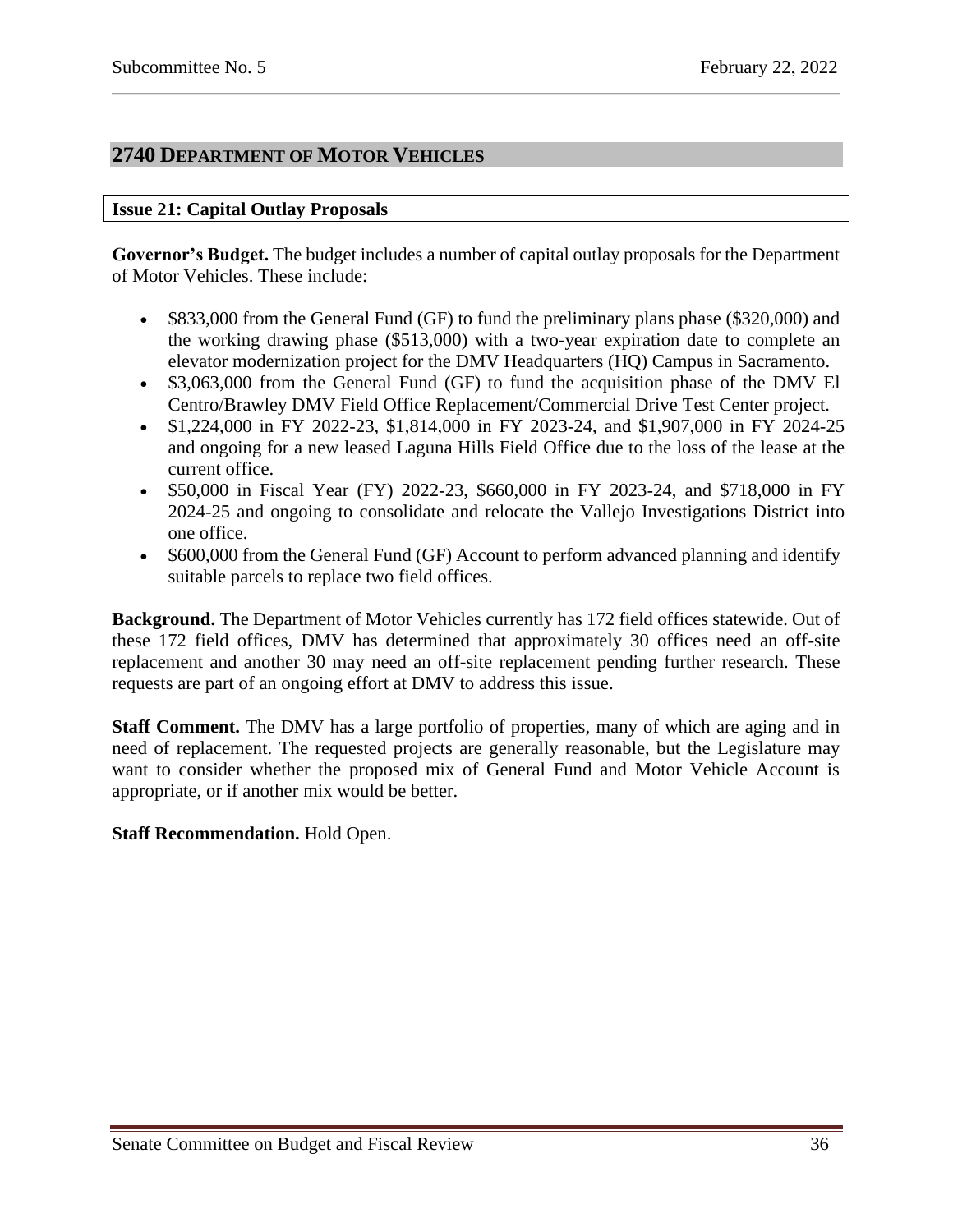## 2740 Department of Motor Vehicles

### Issue 21: Capital Outlay Proposals

**Governor's Budget.** The budget includes a number of capital outlay proposals for the Department of Motor Vehicles. These include:

- $833,000 from the General Fund (GF) to fund the preliminary plans phase ($320,000) and the working drawing phase ($513,000) with a two-year expiration date to complete an elevator modernization project for the DMV Headquarters (HQ) Campus in Sacramento.
- $3,063,000 from the General Fund (GF) to fund the acquisition phase of the DMV El Centro/Brawley DMV Field Office Replacement/Commercial Drive Test Center project.
- $1,224,000 in FY 2022-23, $1,814,000 in FY 2023-24, and $1,907,000 in FY 2024-25 and ongoing for a new leased Laguna Hills Field Office due to the loss of the lease at the current office.
- $50,000 in Fiscal Year (FY) 2022-23, $660,000 in FY 2023-24, and $718,000 in FY 2024-25 and ongoing to consolidate and relocate the Vallejo Investigations District into one office.
- $600,000 from the General Fund (GF) Account to perform advanced planning and identify suitable parcels to replace two field offices.

**Background.** The Department of Motor Vehicles currently has 172 field offices statewide. Out of these 172 field offices, DMV has determined that approximately 30 offices need an off-site replacement and another 30 may need an off-site replacement pending further research. These requests are part of an ongoing effort at DMV to address this issue.

**Staff Comment.** The DMV has a large portfolio of properties, many of which are aging and in need of replacement. The requested projects are generally reasonable, but the Legislature may want to consider whether the proposed mix of General Fund and Motor Vehicle Account is appropriate, or if another mix would be better.

**Staff Recommendation.** Hold Open.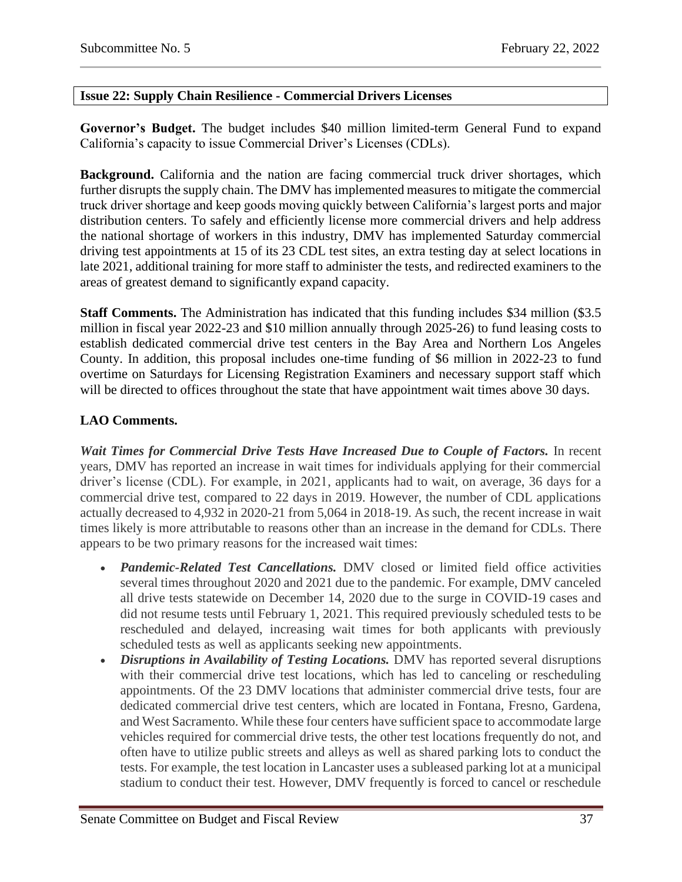**Issue 22: Supply Chain Resilience - Commercial Drivers Licenses**

**Governor's Budget.** The budget includes $40 million limited-term General Fund to expand California's capacity to issue Commercial Driver's Licenses (CDLs).

**Background.** California and the nation are facing commercial truck driver shortages, which further disrupts the supply chain. The DMV has implemented measures to mitigate the commercial truck driver shortage and keep goods moving quickly between California's largest ports and major distribution centers. To safely and efficiently license more commercial drivers and help address the national shortage of workers in this industry, DMV has implemented Saturday commercial driving test appointments at 15 of its 23 CDL test sites, an extra testing day at select locations in late 2021, additional training for more staff to administer the tests, and redirected examiners to the areas of greatest demand to significantly expand capacity.

**Staff Comments.** The Administration has indicated that this funding includes $34 million ($3.5 million in fiscal year 2022-23 and $10 million annually through 2025-26) to fund leasing costs to establish dedicated commercial drive test centers in the Bay Area and Northern Los Angeles County. In addition, this proposal includes one-time funding of $6 million in 2022-23 to fund overtime on Saturdays for Licensing Registration Examiners and necessary support staff which will be directed to offices throughout the state that have appointment wait times above 30 days.

**LAO Comments.**

***Wait Times for Commercial Drive Tests Have Increased Due to Couple of Factors.*** In recent years, DMV has reported an increase in wait times for individuals applying for their commercial driver's license (CDL). For example, in 2021, applicants had to wait, on average, 36 days for a commercial drive test, compared to 22 days in 2019. However, the number of CDL applications actually decreased to 4,932 in 2020-21 from 5,064 in 2018-19. As such, the recent increase in wait times likely is more attributable to reasons other than an increase in the demand for CDLs. There appears to be two primary reasons for the increased wait times:

- ***Pandemic-Related Test Cancellations.*** DMV closed or limited field office activities several times throughout 2020 and 2021 due to the pandemic. For example, DMV canceled all drive tests statewide on December 14, 2020 due to the surge in COVID-19 cases and did not resume tests until February 1, 2021. This required previously scheduled tests to be rescheduled and delayed, increasing wait times for both applicants with previously scheduled tests as well as applicants seeking new appointments.
- ***Disruptions in Availability of Testing Locations.*** DMV has reported several disruptions with their commercial drive test locations, which has led to canceling or rescheduling appointments. Of the 23 DMV locations that administer commercial drive tests, four are dedicated commercial drive test centers, which are located in Fontana, Fresno, Gardena, and West Sacramento. While these four centers have sufficient space to accommodate large vehicles required for commercial drive tests, the other test locations frequently do not, and often have to utilize public streets and alleys as well as shared parking lots to conduct the tests. For example, the test location in Lancaster uses a subleased parking lot at a municipal stadium to conduct their test. However, DMV frequently is forced to cancel or reschedule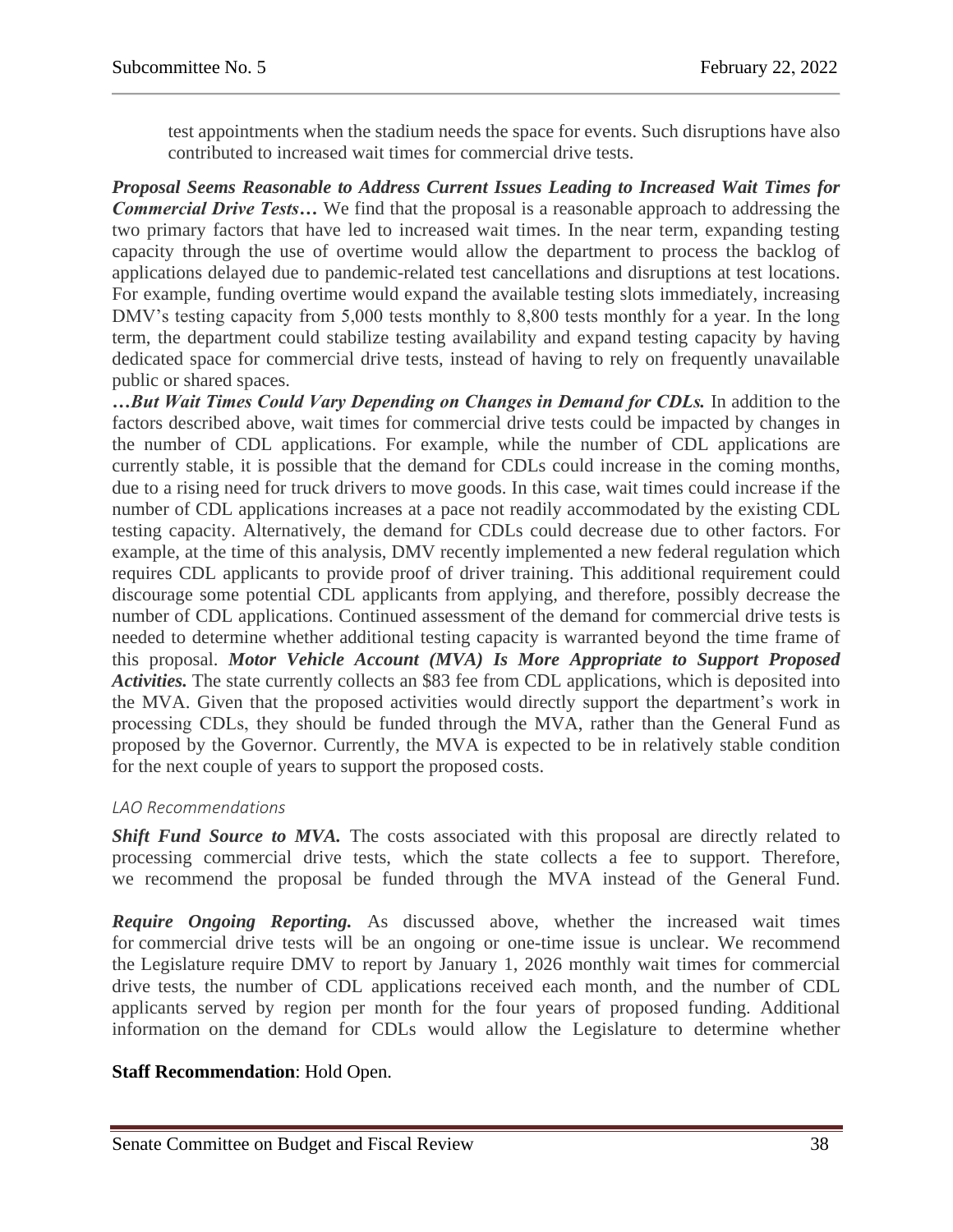test appointments when the stadium needs the space for events. Such disruptions have also contributed to increased wait times for commercial drive tests.

***Proposal Seems Reasonable to Address Current Issues Leading to Increased Wait Times for Commercial Drive Tests…*** We find that the proposal is a reasonable approach to addressing the two primary factors that have led to increased wait times. In the near term, expanding testing capacity through the use of overtime would allow the department to process the backlog of applications delayed due to pandemic-related test cancellations and disruptions at test locations. For example, funding overtime would expand the available testing slots immediately, increasing DMV's testing capacity from 5,000 tests monthly to 8,800 tests monthly for a year. In the long term, the department could stabilize testing availability and expand testing capacity by having dedicated space for commercial drive tests, instead of having to rely on frequently unavailable public or shared spaces.

***…But Wait Times Could Vary Depending on Changes in Demand for CDLs.*** In addition to the factors described above, wait times for commercial drive tests could be impacted by changes in the number of CDL applications. For example, while the number of CDL applications are currently stable, it is possible that the demand for CDLs could increase in the coming months, due to a rising need for truck drivers to move goods. In this case, wait times could increase if the number of CDL applications increases at a pace not readily accommodated by the existing CDL testing capacity. Alternatively, the demand for CDLs could decrease due to other factors. For example, at the time of this analysis, DMV recently implemented a new federal regulation which requires CDL applicants to provide proof of driver training. This additional requirement could discourage some potential CDL applicants from applying, and therefore, possibly decrease the number of CDL applications. Continued assessment of the demand for commercial drive tests is needed to determine whether additional testing capacity is warranted beyond the time frame of this proposal. ***Motor Vehicle Account (MVA) Is More Appropriate to Support Proposed Activities.*** The state currently collects an $83 fee from CDL applications, which is deposited into the MVA. Given that the proposed activities would directly support the department's work in processing CDLs, they should be funded through the MVA, rather than the General Fund as proposed by the Governor. Currently, the MVA is expected to be in relatively stable condition for the next couple of years to support the proposed costs.

*LAO Recommendations*

***Shift Fund Source to MVA.*** The costs associated with this proposal are directly related to processing commercial drive tests, which the state collects a fee to support. Therefore, we recommend the proposal be funded through the MVA instead of the General Fund.

***Require Ongoing Reporting.*** As discussed above, whether the increased wait times for commercial drive tests will be an ongoing or one-time issue is unclear. We recommend the Legislature require DMV to report by January 1, 2026 monthly wait times for commercial drive tests, the number of CDL applications received each month, and the number of CDL applicants served by region per month for the four years of proposed funding. Additional information on the demand for CDLs would allow the Legislature to determine whether

**Staff Recommendation**: Hold Open.